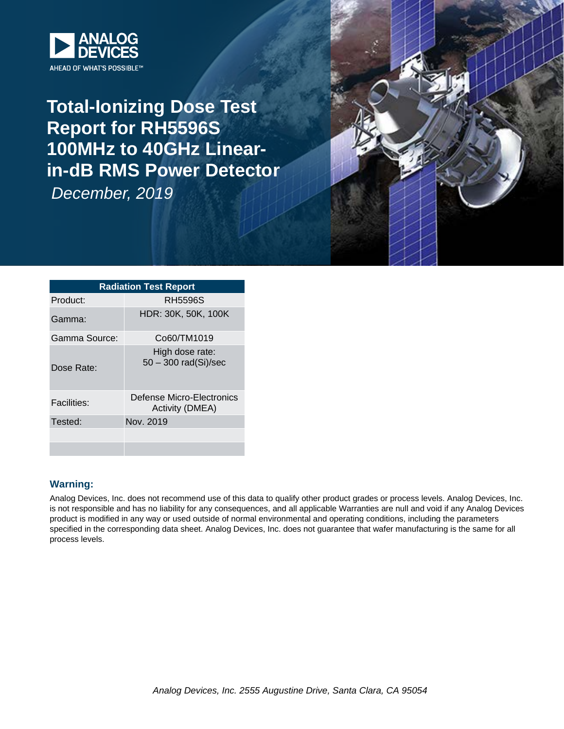ANALOG DEVICES

AHEAD OF WHAT'S POSSIBLE™

# Total-Ionizing Dose Test Report for RH5596S 100MHz to 40GHz Linear-in-dB RMS Power Detector

*December, 2019*

| Radiation Test Report | |
|---|---|
| Product: | RH5596S |
| Gamma: | HDR: 30K, 50K, 100K |
| Gamma Source: | Co60/TM1019 |
| Dose Rate: | High dose rate: 50 – 300 rad(Si)/sec |
| Facilities: | Defense Micro-Electronics Activity (DMEA) |
| Tested: | Nov. 2019 |
| | |
| | |

### Warning:

Analog Devices, Inc. does not recommend use of this data to qualify other product grades or process levels. Analog Devices, Inc. is not responsible and has no liability for any consequences, and all applicable Warranties are null and void if any Analog Devices product is modified in any way or used outside of normal environmental and operating conditions, including the parameters specified in the corresponding data sheet. Analog Devices, Inc. does not guarantee that wafer manufacturing is the same for all process levels.

*Analog Devices, Inc. 2555 Augustine Drive, Santa Clara, CA 95054*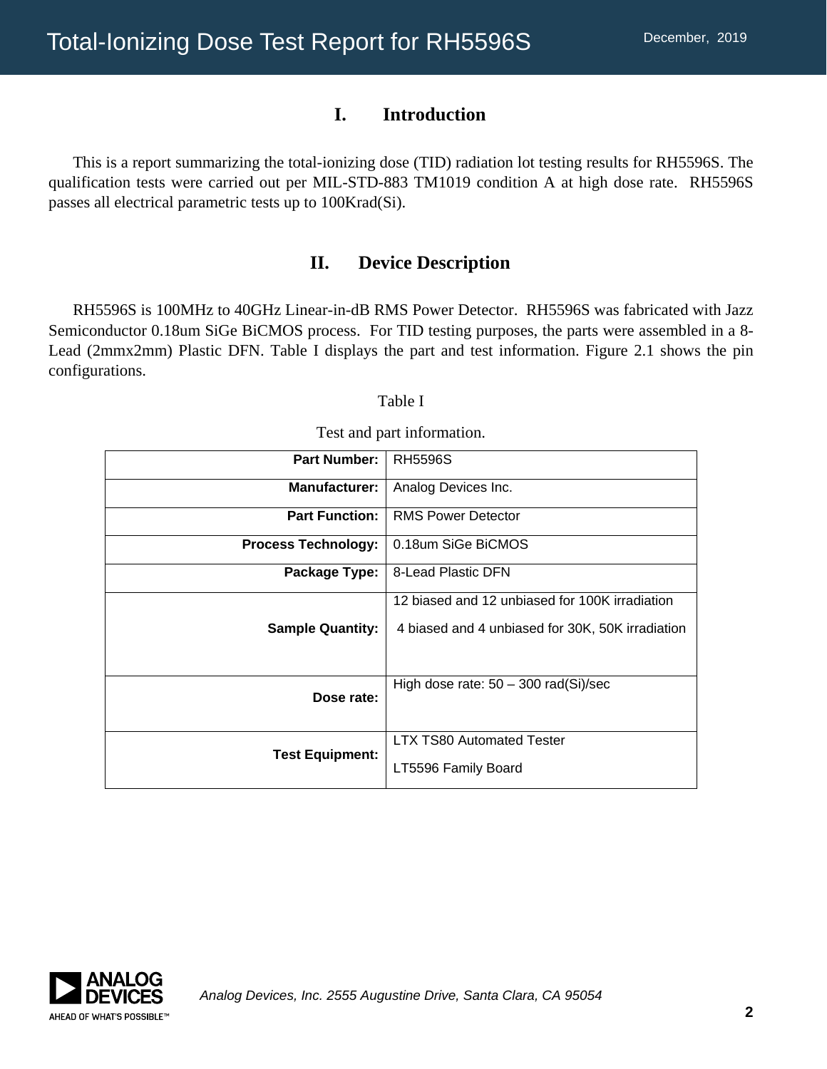## I. Introduction

This is a report summarizing the total-ionizing dose (TID) radiation lot testing results for RH5596S. The qualification tests were carried out per MIL-STD-883 TM1019 condition A at high dose rate. RH5596S passes all electrical parametric tests up to 100Krad(Si).

## II. Device Description

RH5596S is 100MHz to 40GHz Linear-in-dB RMS Power Detector. RH5596S was fabricated with Jazz Semiconductor 0.18um SiGe BiCMOS process. For TID testing purposes, the parts were assembled in a 8-Lead (2mmx2mm) Plastic DFN. Table I displays the part and test information. Figure 2.1 shows the pin configurations.

Table I

Test and part information.

| | |
|---|---|
| **Part Number:** | RH5596S |
| **Manufacturer:** | Analog Devices Inc. |
| **Part Function:** | RMS Power Detector |
| **Process Technology:** | 0.18um SiGe BiCMOS |
| **Package Type:** | 8-Lead Plastic DFN |
| **Sample Quantity:** | 12 biased and 12 unbiased for 100K irradiation<br>4 biased and 4 unbiased for 30K, 50K irradiation |
| **Dose rate:** | High dose rate: 50 – 300 rad(Si)/sec |
| **Test Equipment:** | LTX TS80 Automated Tester<br>LT5596 Family Board |

*Analog Devices, Inc. 2555 Augustine Drive, Santa Clara, CA 95054*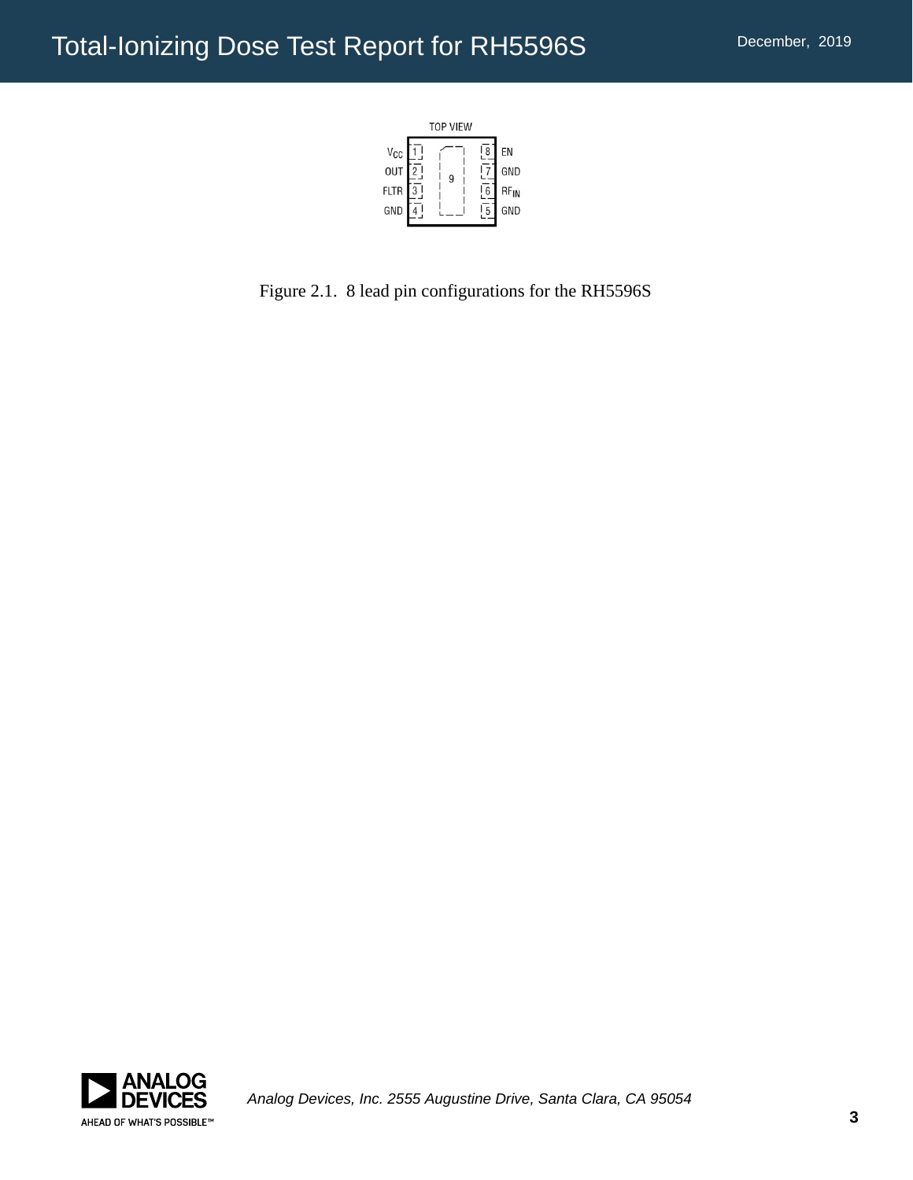TOP VIEW

| Pin | Name | Pin | Name |
|---|---|---|---|
| 1 | $V_{CC}$ | 8 | EN |
| 2 | OUT | 7 | GND |
| 3 | FLTR | 6 | $RF_{IN}$ |
| 4 | GND | 5 | GND |
| 9 (exposed pad) | | | |

Figure 2.1. 8 lead pin configurations for the RH5596S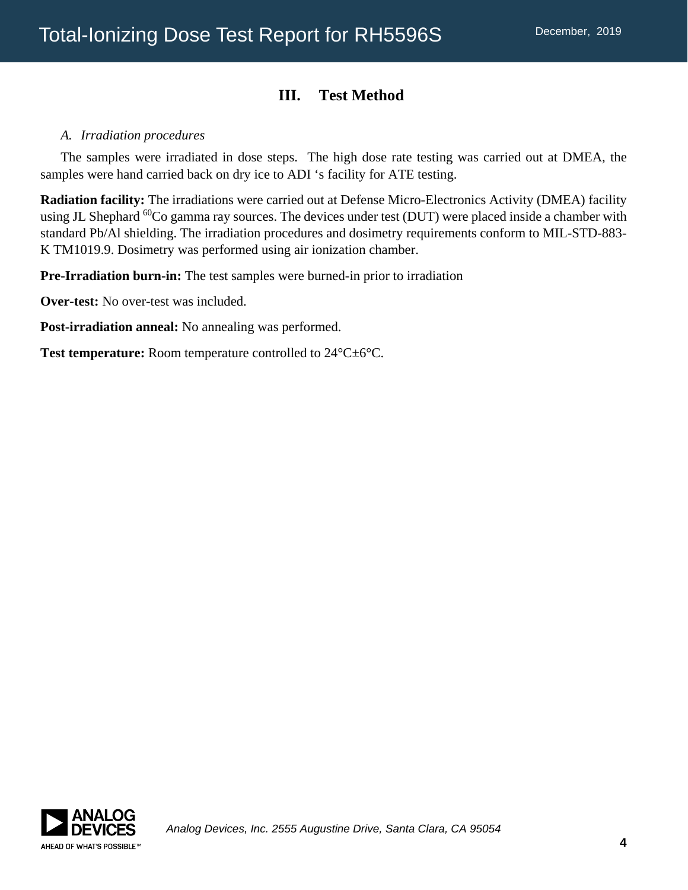## III. Test Method

### *A. Irradiation procedures*

The samples were irradiated in dose steps. The high dose rate testing was carried out at DMEA, the samples were hand carried back on dry ice to ADI ‘s facility for ATE testing.

**Radiation facility:** The irradiations were carried out at Defense Micro-Electronics Activity (DMEA) facility using JL Shephard $^{60}$Co gamma ray sources. The devices under test (DUT) were placed inside a chamber with standard Pb/Al shielding. The irradiation procedures and dosimetry requirements conform to MIL-STD-883-K TM1019.9. Dosimetry was performed using air ionization chamber.

**Pre-Irradiation burn-in:** The test samples were burned-in prior to irradiation

**Over-test:** No over-test was included.

**Post-irradiation anneal:** No annealing was performed.

**Test temperature:** Room temperature controlled to 24°C±6°C.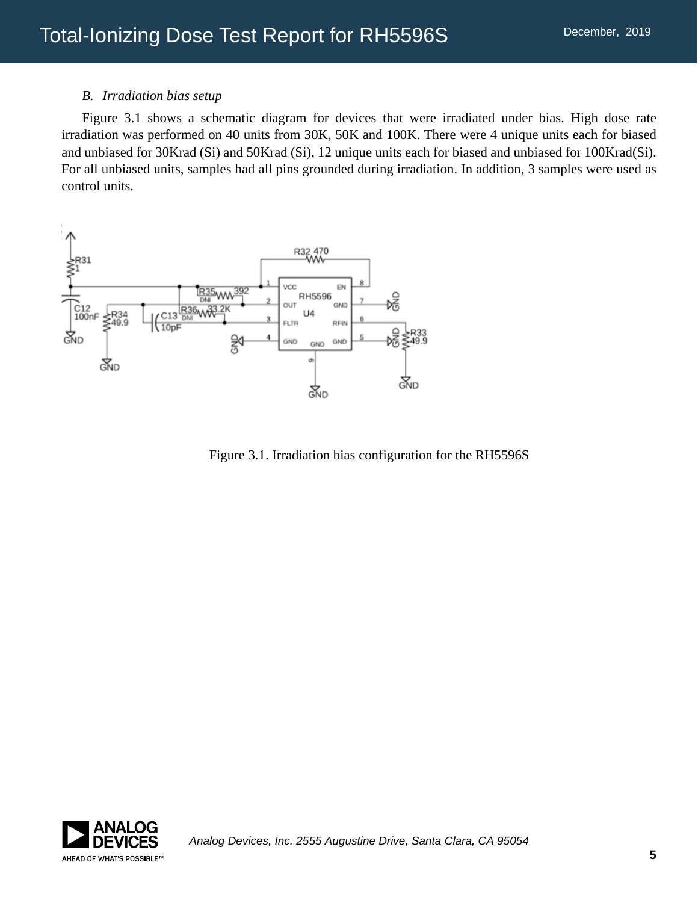### B. Irradiation bias setup

Figure 3.1 shows a schematic diagram for devices that were irradiated under bias. High dose rate irradiation was performed on 40 units from 30K, 50K and 100K. There were 4 unique units each for biased and unbiased for 30Krad (Si) and 50Krad (Si), 12 unique units each for biased and unbiased for 100Krad(Si). For all unbiased units, samples had all pins grounded during irradiation. In addition, 3 samples were used as control units.

Figure 3.1. Irradiation bias configuration for the RH5596S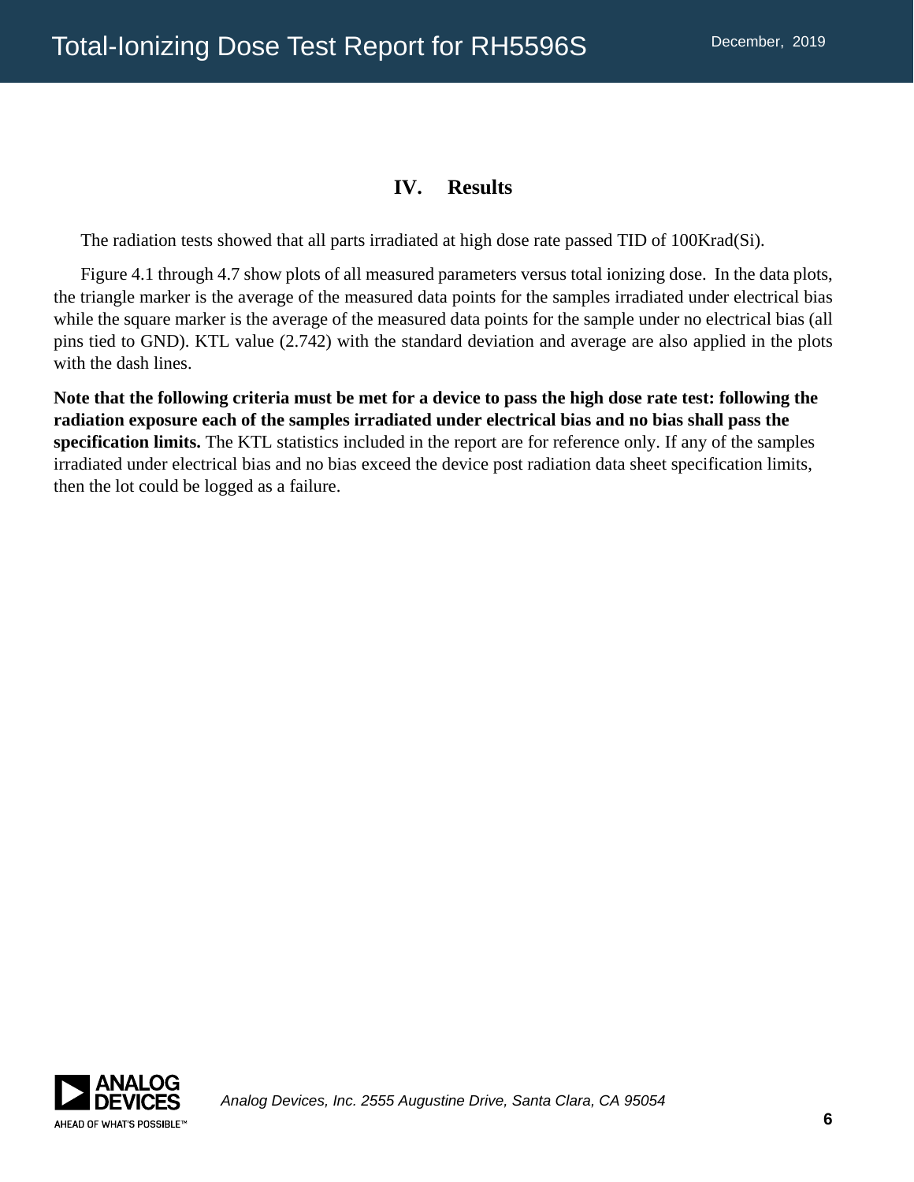## IV. Results

The radiation tests showed that all parts irradiated at high dose rate passed TID of 100Krad(Si).

Figure 4.1 through 4.7 show plots of all measured parameters versus total ionizing dose. In the data plots, the triangle marker is the average of the measured data points for the samples irradiated under electrical bias while the square marker is the average of the measured data points for the sample under no electrical bias (all pins tied to GND). KTL value (2.742) with the standard deviation and average are also applied in the plots with the dash lines.

**Note that the following criteria must be met for a device to pass the high dose rate test: following the radiation exposure each of the samples irradiated under electrical bias and no bias shall pass the specification limits.** The KTL statistics included in the report are for reference only. If any of the samples irradiated under electrical bias and no bias exceed the device post radiation data sheet specification limits, then the lot could be logged as a failure.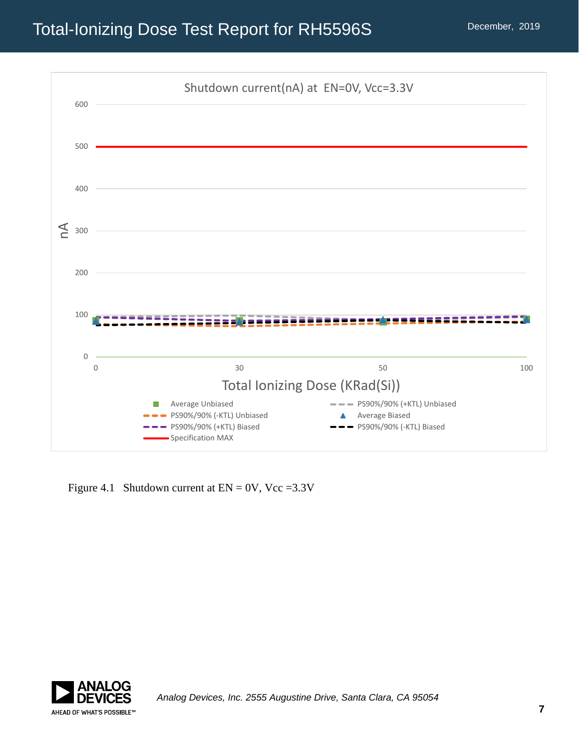Figure 4.1 Shutdown current at EN = 0V, Vcc =3.3V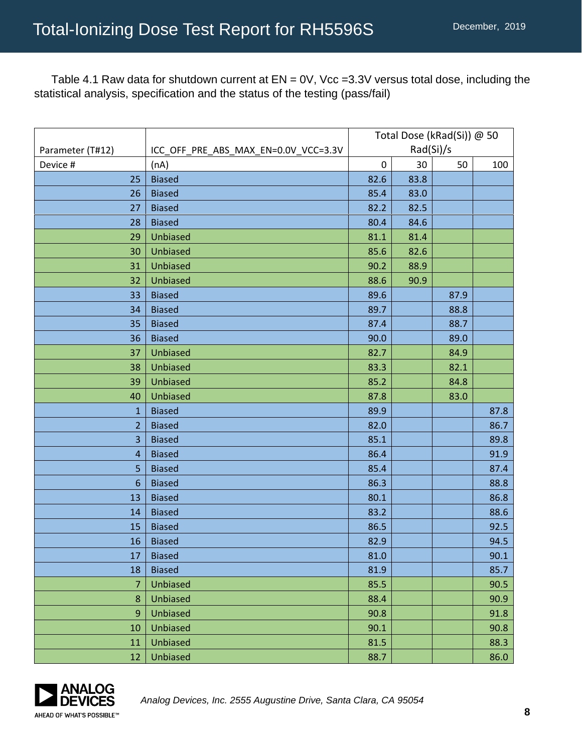Table 4.1 Raw data for shutdown current at EN = 0V, Vcc =3.3V versus total dose, including the statistical analysis, specification and the status of the testing (pass/fail)

| Parameter (T#12) | ICC_OFF_PRE_ABS_MAX_EN=0.0V_VCC=3.3V | Total Dose (kRad(Si)) @ 50 Rad(Si)/s | | | |
|---|---|---|---|---|---|
| Device # | (nA) | 0 | 30 | 50 | 100 |
| 25 | Biased | 82.6 | 83.8 | | |
| 26 | Biased | 85.4 | 83.0 | | |
| 27 | Biased | 82.2 | 82.5 | | |
| 28 | Biased | 80.4 | 84.6 | | |
| 29 | Unbiased | 81.1 | 81.4 | | |
| 30 | Unbiased | 85.6 | 82.6 | | |
| 31 | Unbiased | 90.2 | 88.9 | | |
| 32 | Unbiased | 88.6 | 90.9 | | |
| 33 | Biased | 89.6 | | 87.9 | |
| 34 | Biased | 89.7 | | 88.8 | |
| 35 | Biased | 87.4 | | 88.7 | |
| 36 | Biased | 90.0 | | 89.0 | |
| 37 | Unbiased | 82.7 | | 84.9 | |
| 38 | Unbiased | 83.3 | | 82.1 | |
| 39 | Unbiased | 85.2 | | 84.8 | |
| 40 | Unbiased | 87.8 | | 83.0 | |
| 1 | Biased | 89.9 | | | 87.8 |
| 2 | Biased | 82.0 | | | 86.7 |
| 3 | Biased | 85.1 | | | 89.8 |
| 4 | Biased | 86.4 | | | 91.9 |
| 5 | Biased | 85.4 | | | 87.4 |
| 6 | Biased | 86.3 | | | 88.8 |
| 13 | Biased | 80.1 | | | 86.8 |
| 14 | Biased | 83.2 | | | 88.6 |
| 15 | Biased | 86.5 | | | 92.5 |
| 16 | Biased | 82.9 | | | 94.5 |
| 17 | Biased | 81.0 | | | 90.1 |
| 18 | Biased | 81.9 | | | 85.7 |
| 7 | Unbiased | 85.5 | | | 90.5 |
| 8 | Unbiased | 88.4 | | | 90.9 |
| 9 | Unbiased | 90.8 | | | 91.8 |
| 10 | Unbiased | 90.1 | | | 90.8 |
| 11 | Unbiased | 81.5 | | | 88.3 |
| 12 | Unbiased | 88.7 | | | 86.0 |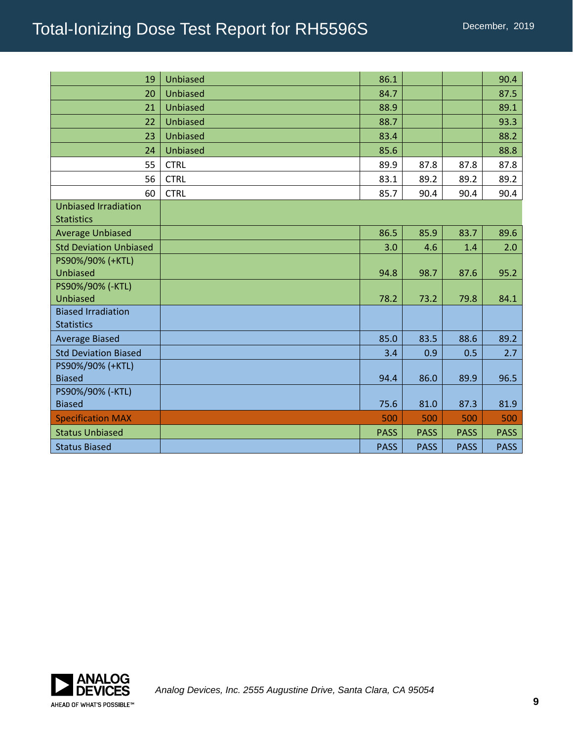| | | | | | |
|---|---|---|---|---|---|
| 19 | Unbiased | 86.1 | | | 90.4 |
| 20 | Unbiased | 84.7 | | | 87.5 |
| 21 | Unbiased | 88.9 | | | 89.1 |
| 22 | Unbiased | 88.7 | | | 93.3 |
| 23 | Unbiased | 83.4 | | | 88.2 |
| 24 | Unbiased | 85.6 | | | 88.8 |
| 55 | CTRL | 89.9 | 87.8 | 87.8 | 87.8 |
| 56 | CTRL | 83.1 | 89.2 | 89.2 | 89.2 |
| 60 | CTRL | 85.7 | 90.4 | 90.4 | 90.4 |
| Unbiased Irradiation Statistics | | | | | |
| Average Unbiased | | 86.5 | 85.9 | 83.7 | 89.6 |
| Std Deviation Unbiased | | 3.0 | 4.6 | 1.4 | 2.0 |
| PS90%/90% (+KTL) Unbiased | | 94.8 | 98.7 | 87.6 | 95.2 |
| PS90%/90% (-KTL) Unbiased | | 78.2 | 73.2 | 79.8 | 84.1 |
| Biased Irradiation Statistics | | | | | |
| Average Biased | | 85.0 | 83.5 | 88.6 | 89.2 |
| Std Deviation Biased | | 3.4 | 0.9 | 0.5 | 2.7 |
| PS90%/90% (+KTL) Biased | | 94.4 | 86.0 | 89.9 | 96.5 |
| PS90%/90% (-KTL) Biased | | 75.6 | 81.0 | 87.3 | 81.9 |
| Specification MAX | | 500 | 500 | 500 | 500 |
| Status Unbiased | | PASS | PASS | PASS | PASS |
| Status Biased | | PASS | PASS | PASS | PASS |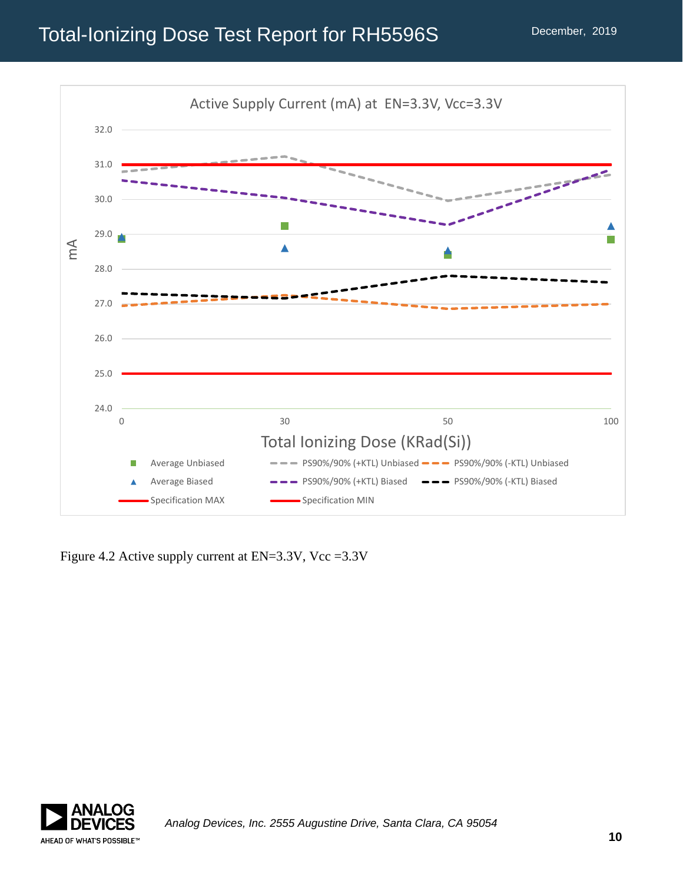Figure 4.2 Active supply current at EN=3.3V, Vcc =3.3V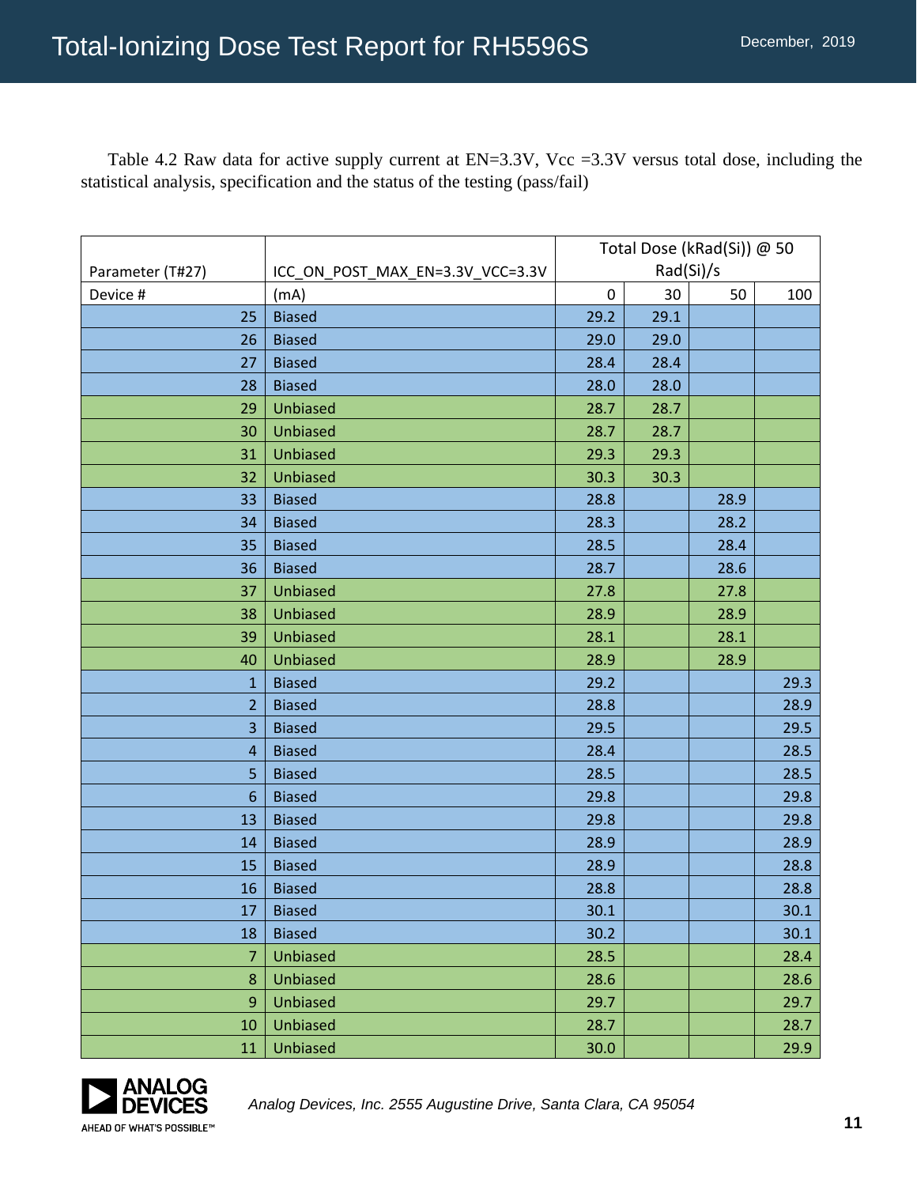Table 4.2 Raw data for active supply current at EN=3.3V, Vcc =3.3V versus total dose, including the statistical analysis, specification and the status of the testing (pass/fail)

| Parameter (T#27) | ICC_ON_POST_MAX_EN=3.3V_VCC=3.3V | Total Dose (kRad(Si)) @ 50 Rad(Si)/s | | | |
|---|---|---|---|---|---|
| Device # | (mA) | 0 | 30 | 50 | 100 |
| 25 | Biased | 29.2 | 29.1 | | |
| 26 | Biased | 29.0 | 29.0 | | |
| 27 | Biased | 28.4 | 28.4 | | |
| 28 | Biased | 28.0 | 28.0 | | |
| 29 | Unbiased | 28.7 | 28.7 | | |
| 30 | Unbiased | 28.7 | 28.7 | | |
| 31 | Unbiased | 29.3 | 29.3 | | |
| 32 | Unbiased | 30.3 | 30.3 | | |
| 33 | Biased | 28.8 | | 28.9 | |
| 34 | Biased | 28.3 | | 28.2 | |
| 35 | Biased | 28.5 | | 28.4 | |
| 36 | Biased | 28.7 | | 28.6 | |
| 37 | Unbiased | 27.8 | | 27.8 | |
| 38 | Unbiased | 28.9 | | 28.9 | |
| 39 | Unbiased | 28.1 | | 28.1 | |
| 40 | Unbiased | 28.9 | | 28.9 | |
| 1 | Biased | 29.2 | | | 29.3 |
| 2 | Biased | 28.8 | | | 28.9 |
| 3 | Biased | 29.5 | | | 29.5 |
| 4 | Biased | 28.4 | | | 28.5 |
| 5 | Biased | 28.5 | | | 28.5 |
| 6 | Biased | 29.8 | | | 29.8 |
| 13 | Biased | 29.8 | | | 29.8 |
| 14 | Biased | 28.9 | | | 28.9 |
| 15 | Biased | 28.9 | | | 28.8 |
| 16 | Biased | 28.8 | | | 28.8 |
| 17 | Biased | 30.1 | | | 30.1 |
| 18 | Biased | 30.2 | | | 30.1 |
| 7 | Unbiased | 28.5 | | | 28.4 |
| 8 | Unbiased | 28.6 | | | 28.6 |
| 9 | Unbiased | 29.7 | | | 29.7 |
| 10 | Unbiased | 28.7 | | | 28.7 |
| 11 | Unbiased | 30.0 | | | 29.9 |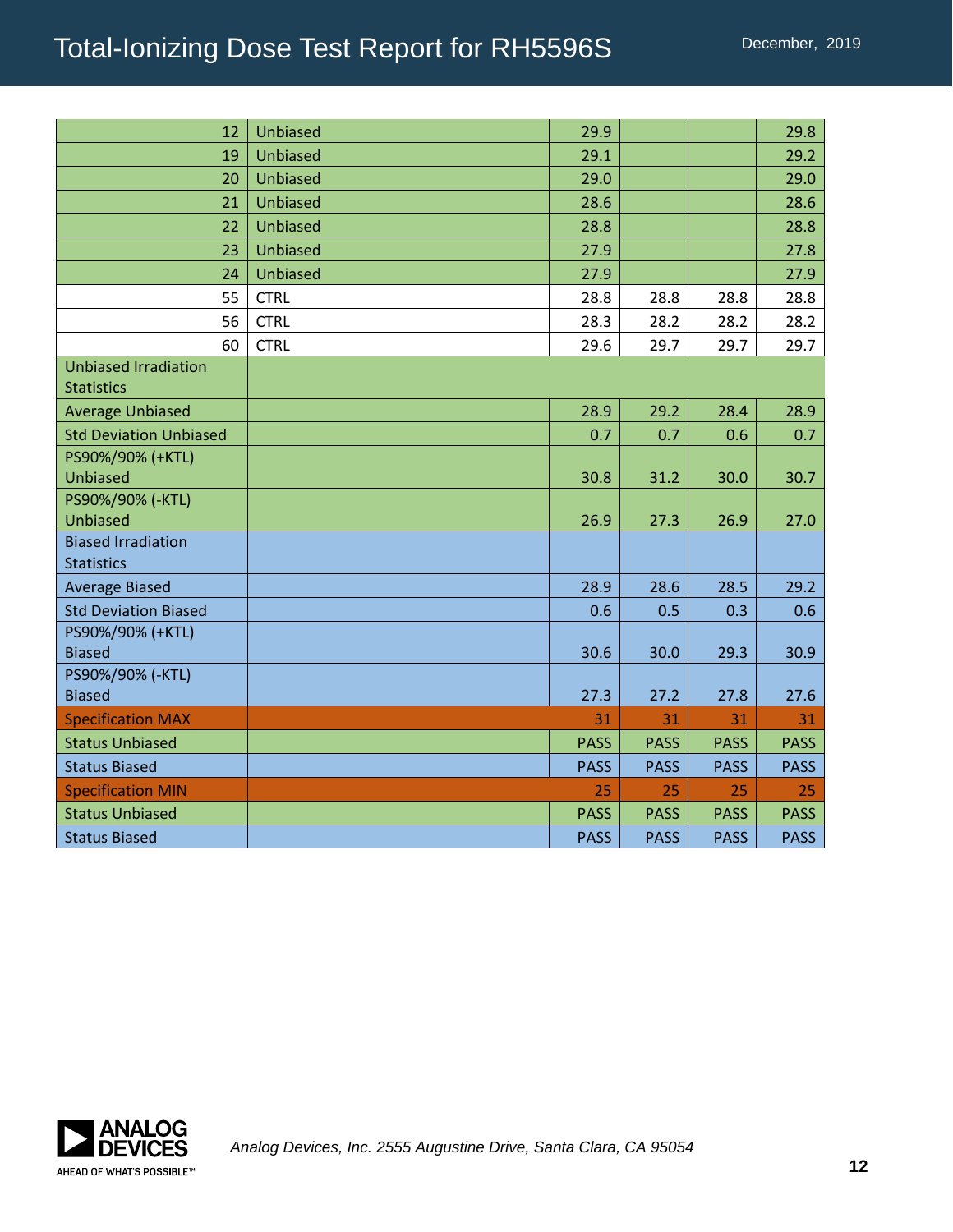| | | | | | |
|---|---|---|---|---|---|
| 12 | Unbiased | 29.9 | | | 29.8 |
| 19 | Unbiased | 29.1 | | | 29.2 |
| 20 | Unbiased | 29.0 | | | 29.0 |
| 21 | Unbiased | 28.6 | | | 28.6 |
| 22 | Unbiased | 28.8 | | | 28.8 |
| 23 | Unbiased | 27.9 | | | 27.8 |
| 24 | Unbiased | 27.9 | | | 27.9 |
| 55 | CTRL | 28.8 | 28.8 | 28.8 | 28.8 |
| 56 | CTRL | 28.3 | 28.2 | 28.2 | 28.2 |
| 60 | CTRL | 29.6 | 29.7 | 29.7 | 29.7 |
| Unbiased Irradiation Statistics | | | | | |
| Average Unbiased | | 28.9 | 29.2 | 28.4 | 28.9 |
| Std Deviation Unbiased | | 0.7 | 0.7 | 0.6 | 0.7 |
| PS90%/90% (+KTL) Unbiased | | 30.8 | 31.2 | 30.0 | 30.7 |
| PS90%/90% (-KTL) Unbiased | | 26.9 | 27.3 | 26.9 | 27.0 |
| Biased Irradiation Statistics | | | | | |
| Average Biased | | 28.9 | 28.6 | 28.5 | 29.2 |
| Std Deviation Biased | | 0.6 | 0.5 | 0.3 | 0.6 |
| PS90%/90% (+KTL) Biased | | 30.6 | 30.0 | 29.3 | 30.9 |
| PS90%/90% (-KTL) Biased | | 27.3 | 27.2 | 27.8 | 27.6 |
| Specification MAX | | 31 | 31 | 31 | 31 |
| Status Unbiased | | PASS | PASS | PASS | PASS |
| Status Biased | | PASS | PASS | PASS | PASS |
| Specification MIN | | 25 | 25 | 25 | 25 |
| Status Unbiased | | PASS | PASS | PASS | PASS |
| Status Biased | | PASS | PASS | PASS | PASS |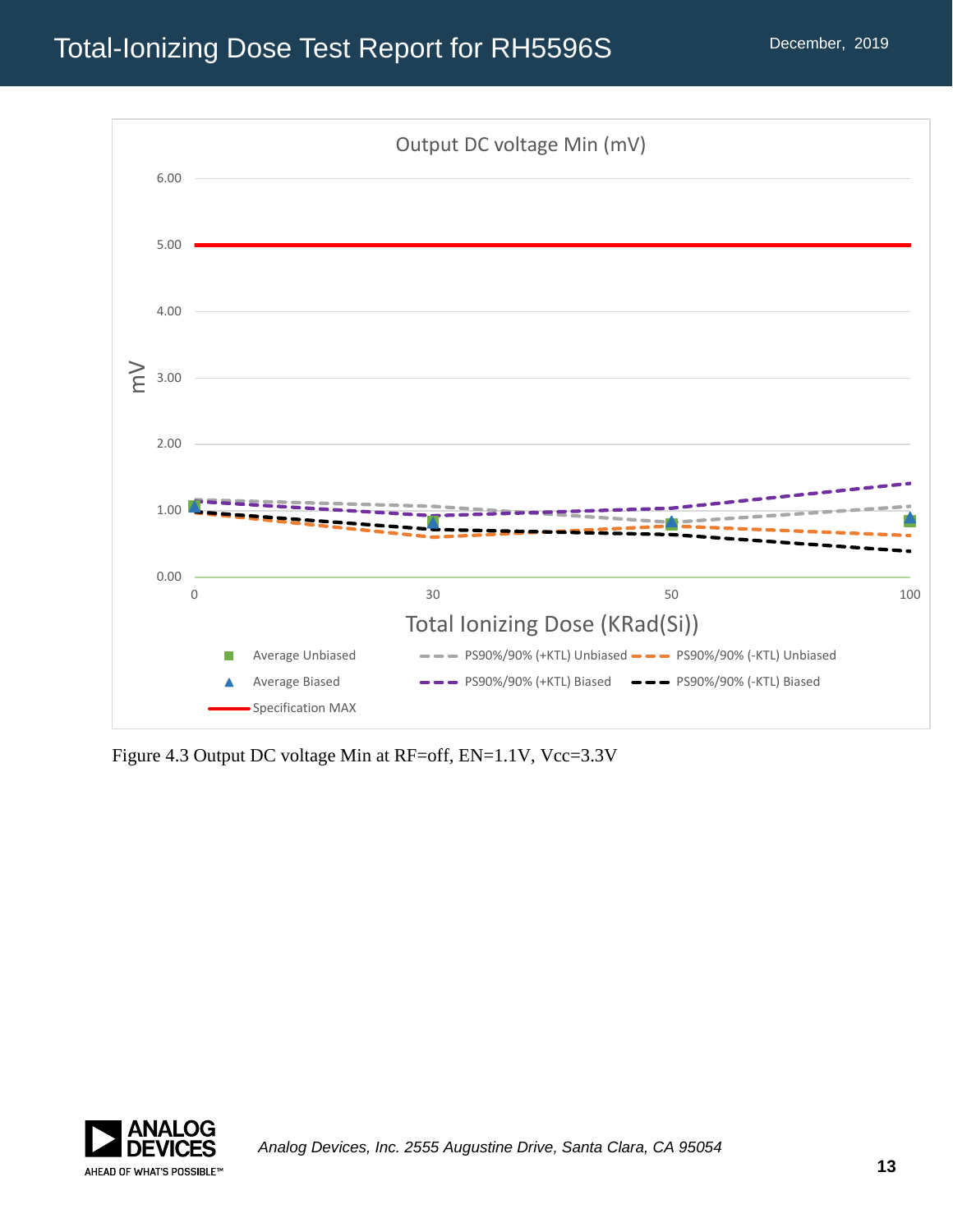Figure 4.3 Output DC voltage Min at RF=off, EN=1.1V, Vcc=3.3V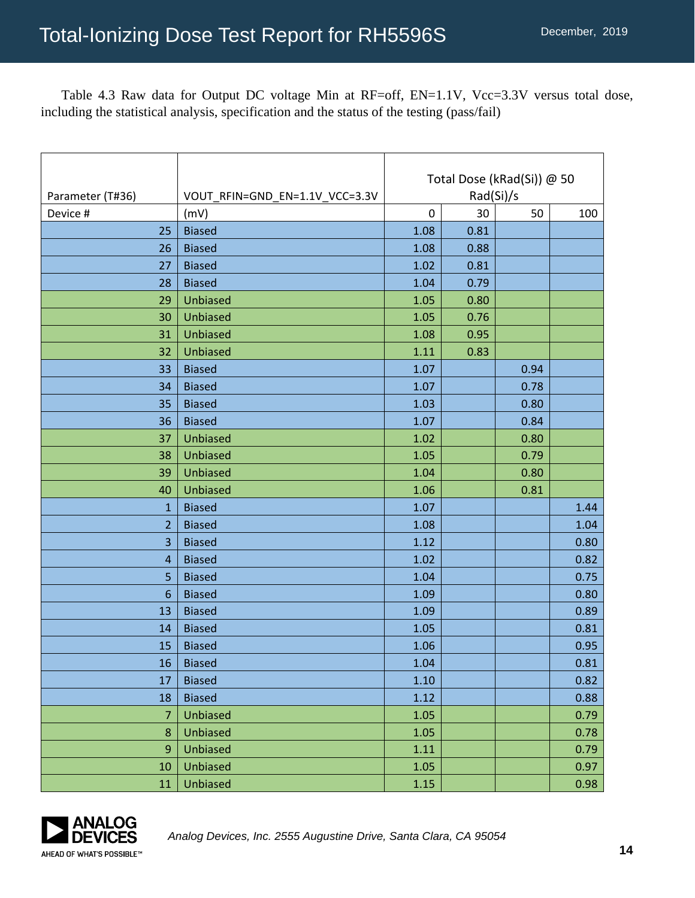Table 4.3 Raw data for Output DC voltage Min at RF=off, EN=1.1V, Vcc=3.3V versus total dose, including the statistical analysis, specification and the status of the testing (pass/fail)

| Parameter (T#36) | VOUT_RFIN=GND_EN=1.1V_VCC=3.3V | Total Dose (kRad(Si)) @ 50 Rad(Si)/s | | | |
|---|---|---|---|---|---|
| Device # | (mV) | 0 | 30 | 50 | 100 |
| 25 | Biased | 1.08 | 0.81 | | |
| 26 | Biased | 1.08 | 0.88 | | |
| 27 | Biased | 1.02 | 0.81 | | |
| 28 | Biased | 1.04 | 0.79 | | |
| 29 | Unbiased | 1.05 | 0.80 | | |
| 30 | Unbiased | 1.05 | 0.76 | | |
| 31 | Unbiased | 1.08 | 0.95 | | |
| 32 | Unbiased | 1.11 | 0.83 | | |
| 33 | Biased | 1.07 | | 0.94 | |
| 34 | Biased | 1.07 | | 0.78 | |
| 35 | Biased | 1.03 | | 0.80 | |
| 36 | Biased | 1.07 | | 0.84 | |
| 37 | Unbiased | 1.02 | | 0.80 | |
| 38 | Unbiased | 1.05 | | 0.79 | |
| 39 | Unbiased | 1.04 | | 0.80 | |
| 40 | Unbiased | 1.06 | | 0.81 | |
| 1 | Biased | 1.07 | | | 1.44 |
| 2 | Biased | 1.08 | | | 1.04 |
| 3 | Biased | 1.12 | | | 0.80 |
| 4 | Biased | 1.02 | | | 0.82 |
| 5 | Biased | 1.04 | | | 0.75 |
| 6 | Biased | 1.09 | | | 0.80 |
| 13 | Biased | 1.09 | | | 0.89 |
| 14 | Biased | 1.05 | | | 0.81 |
| 15 | Biased | 1.06 | | | 0.95 |
| 16 | Biased | 1.04 | | | 0.81 |
| 17 | Biased | 1.10 | | | 0.82 |
| 18 | Biased | 1.12 | | | 0.88 |
| 7 | Unbiased | 1.05 | | | 0.79 |
| 8 | Unbiased | 1.05 | | | 0.78 |
| 9 | Unbiased | 1.11 | | | 0.79 |
| 10 | Unbiased | 1.05 | | | 0.97 |
| 11 | Unbiased | 1.15 | | | 0.98 |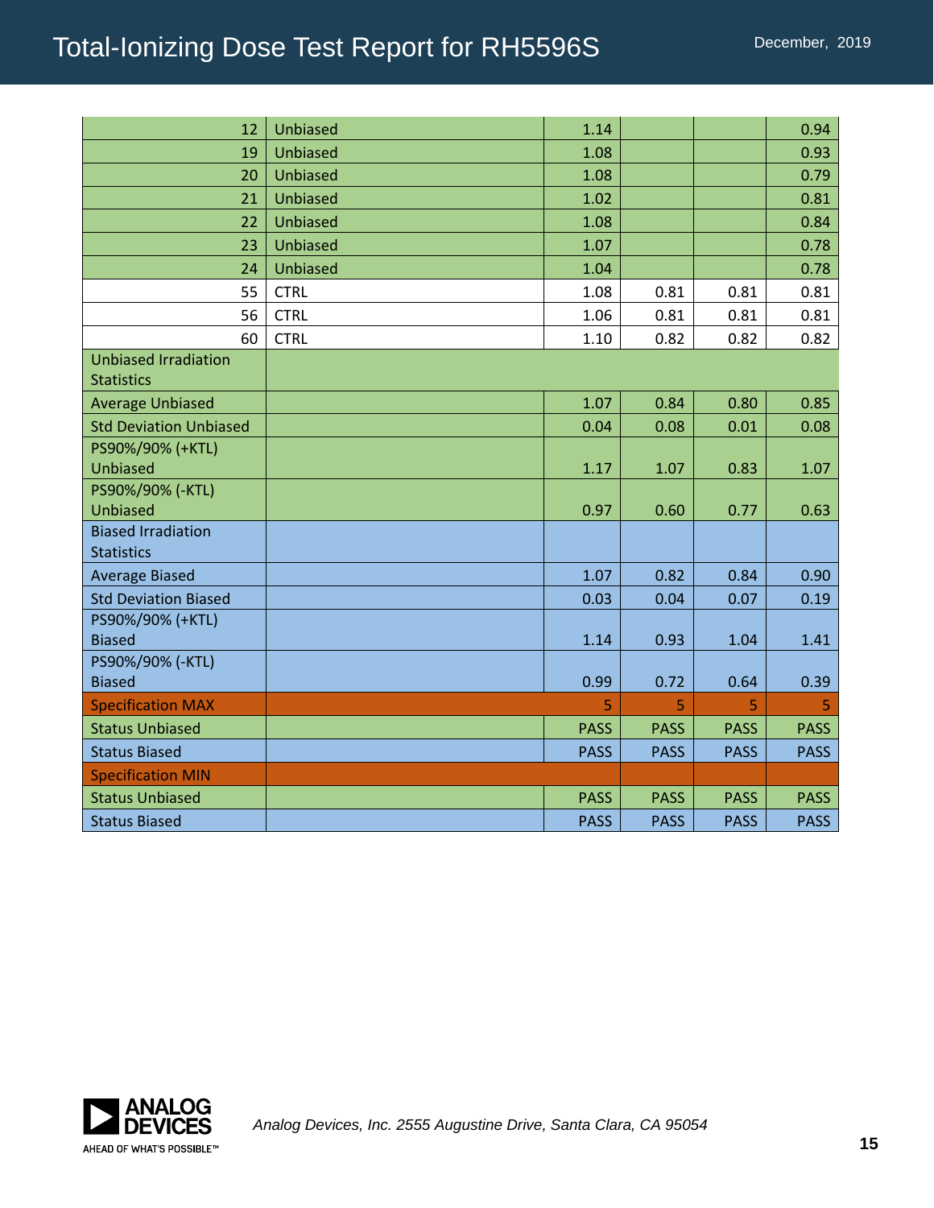| 12 | Unbiased | 1.14 | | | 0.94 |
|---|---|---|---|---|---|
| 19 | Unbiased | 1.08 | | | 0.93 |
| 20 | Unbiased | 1.08 | | | 0.79 |
| 21 | Unbiased | 1.02 | | | 0.81 |
| 22 | Unbiased | 1.08 | | | 0.84 |
| 23 | Unbiased | 1.07 | | | 0.78 |
| 24 | Unbiased | 1.04 | | | 0.78 |
| 55 | CTRL | 1.08 | 0.81 | 0.81 | 0.81 |
| 56 | CTRL | 1.06 | 0.81 | 0.81 | 0.81 |
| 60 | CTRL | 1.10 | 0.82 | 0.82 | 0.82 |
| Unbiased Irradiation Statistics | | | | | |
| Average Unbiased | | 1.07 | 0.84 | 0.80 | 0.85 |
| Std Deviation Unbiased | | 0.04 | 0.08 | 0.01 | 0.08 |
| PS90%/90% (+KTL) Unbiased | | 1.17 | 1.07 | 0.83 | 1.07 |
| PS90%/90% (-KTL) Unbiased | | 0.97 | 0.60 | 0.77 | 0.63 |
| Biased Irradiation Statistics | | | | | |
| Average Biased | | 1.07 | 0.82 | 0.84 | 0.90 |
| Std Deviation Biased | | 0.03 | 0.04 | 0.07 | 0.19 |
| PS90%/90% (+KTL) Biased | | 1.14 | 0.93 | 1.04 | 1.41 |
| PS90%/90% (-KTL) Biased | | 0.99 | 0.72 | 0.64 | 0.39 |
| Specification MAX | | 5 | 5 | 5 | 5 |
| Status Unbiased | | PASS | PASS | PASS | PASS |
| Status Biased | | PASS | PASS | PASS | PASS |
| Specification MIN | | | | | |
| Status Unbiased | | PASS | PASS | PASS | PASS |
| Status Biased | | PASS | PASS | PASS | PASS |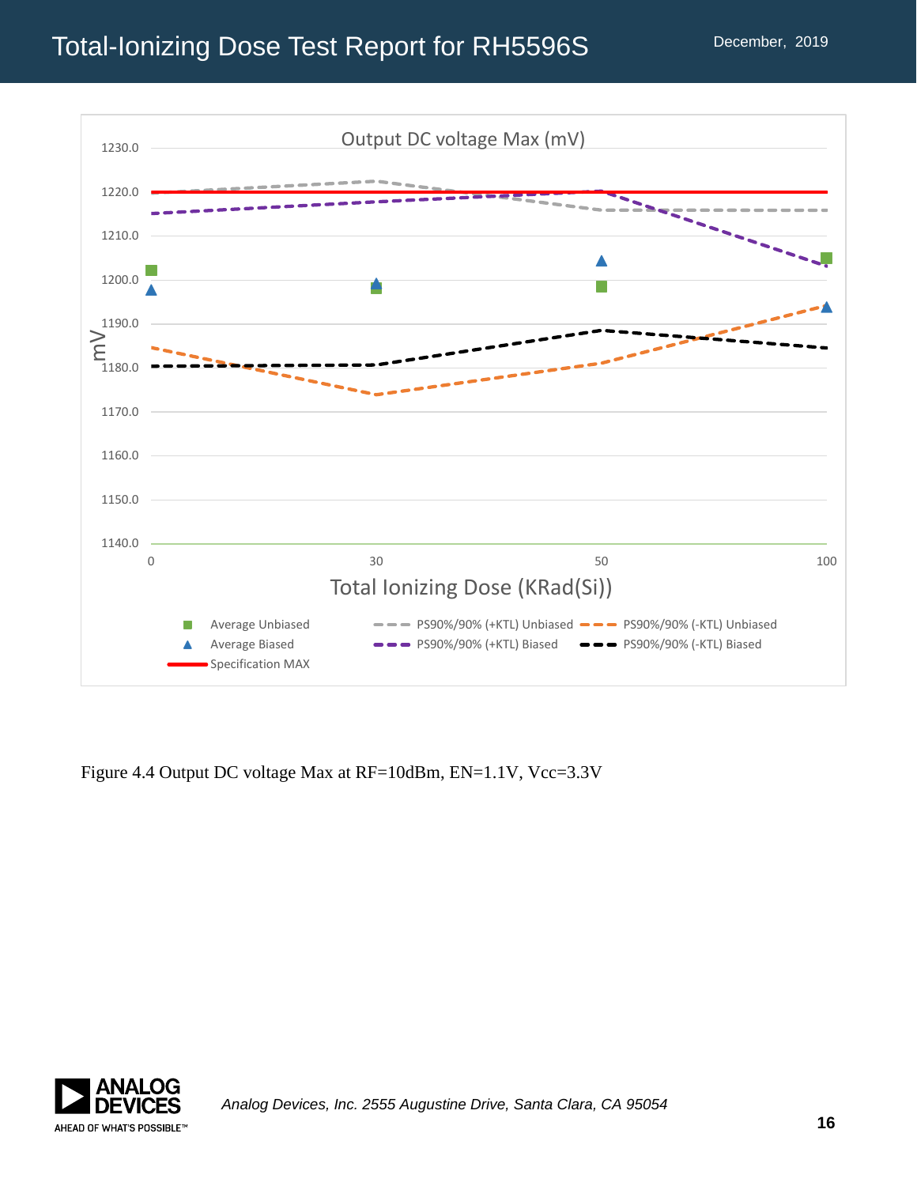Figure 4.4 Output DC voltage Max at RF=10dBm, EN=1.1V, Vcc=3.3V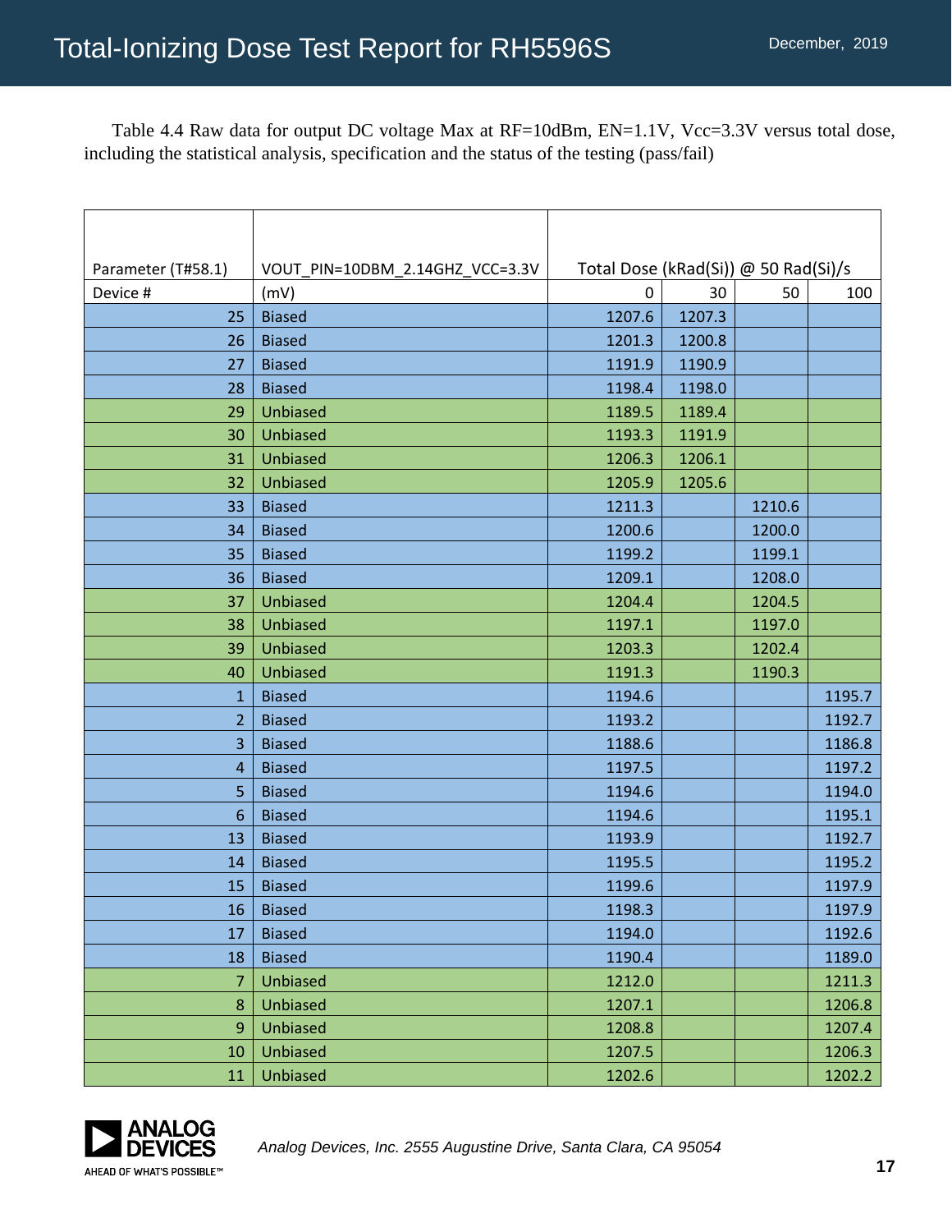Table 4.4 Raw data for output DC voltage Max at RF=10dBm, EN=1.1V, Vcc=3.3V versus total dose, including the statistical analysis, specification and the status of the testing (pass/fail)

| Parameter (T#58.1) | VOUT_PIN=10DBM_2.14GHZ_VCC=3.3V | Total Dose (kRad(Si)) @ 50 Rad(Si)/s | | | |
|---|---|---|---|---|---|
| Device # | (mV) | 0 | 30 | 50 | 100 |
| 25 | Biased | 1207.6 | 1207.3 | | |
| 26 | Biased | 1201.3 | 1200.8 | | |
| 27 | Biased | 1191.9 | 1190.9 | | |
| 28 | Biased | 1198.4 | 1198.0 | | |
| 29 | Unbiased | 1189.5 | 1189.4 | | |
| 30 | Unbiased | 1193.3 | 1191.9 | | |
| 31 | Unbiased | 1206.3 | 1206.1 | | |
| 32 | Unbiased | 1205.9 | 1205.6 | | |
| 33 | Biased | 1211.3 | | 1210.6 | |
| 34 | Biased | 1200.6 | | 1200.0 | |
| 35 | Biased | 1199.2 | | 1199.1 | |
| 36 | Biased | 1209.1 | | 1208.0 | |
| 37 | Unbiased | 1204.4 | | 1204.5 | |
| 38 | Unbiased | 1197.1 | | 1197.0 | |
| 39 | Unbiased | 1203.3 | | 1202.4 | |
| 40 | Unbiased | 1191.3 | | 1190.3 | |
| 1 | Biased | 1194.6 | | | 1195.7 |
| 2 | Biased | 1193.2 | | | 1192.7 |
| 3 | Biased | 1188.6 | | | 1186.8 |
| 4 | Biased | 1197.5 | | | 1197.2 |
| 5 | Biased | 1194.6 | | | 1194.0 |
| 6 | Biased | 1194.6 | | | 1195.1 |
| 13 | Biased | 1193.9 | | | 1192.7 |
| 14 | Biased | 1195.5 | | | 1195.2 |
| 15 | Biased | 1199.6 | | | 1197.9 |
| 16 | Biased | 1198.3 | | | 1197.9 |
| 17 | Biased | 1194.0 | | | 1192.6 |
| 18 | Biased | 1190.4 | | | 1189.0 |
| 7 | Unbiased | 1212.0 | | | 1211.3 |
| 8 | Unbiased | 1207.1 | | | 1206.8 |
| 9 | Unbiased | 1208.8 | | | 1207.4 |
| 10 | Unbiased | 1207.5 | | | 1206.3 |
| 11 | Unbiased | 1202.6 | | | 1202.2 |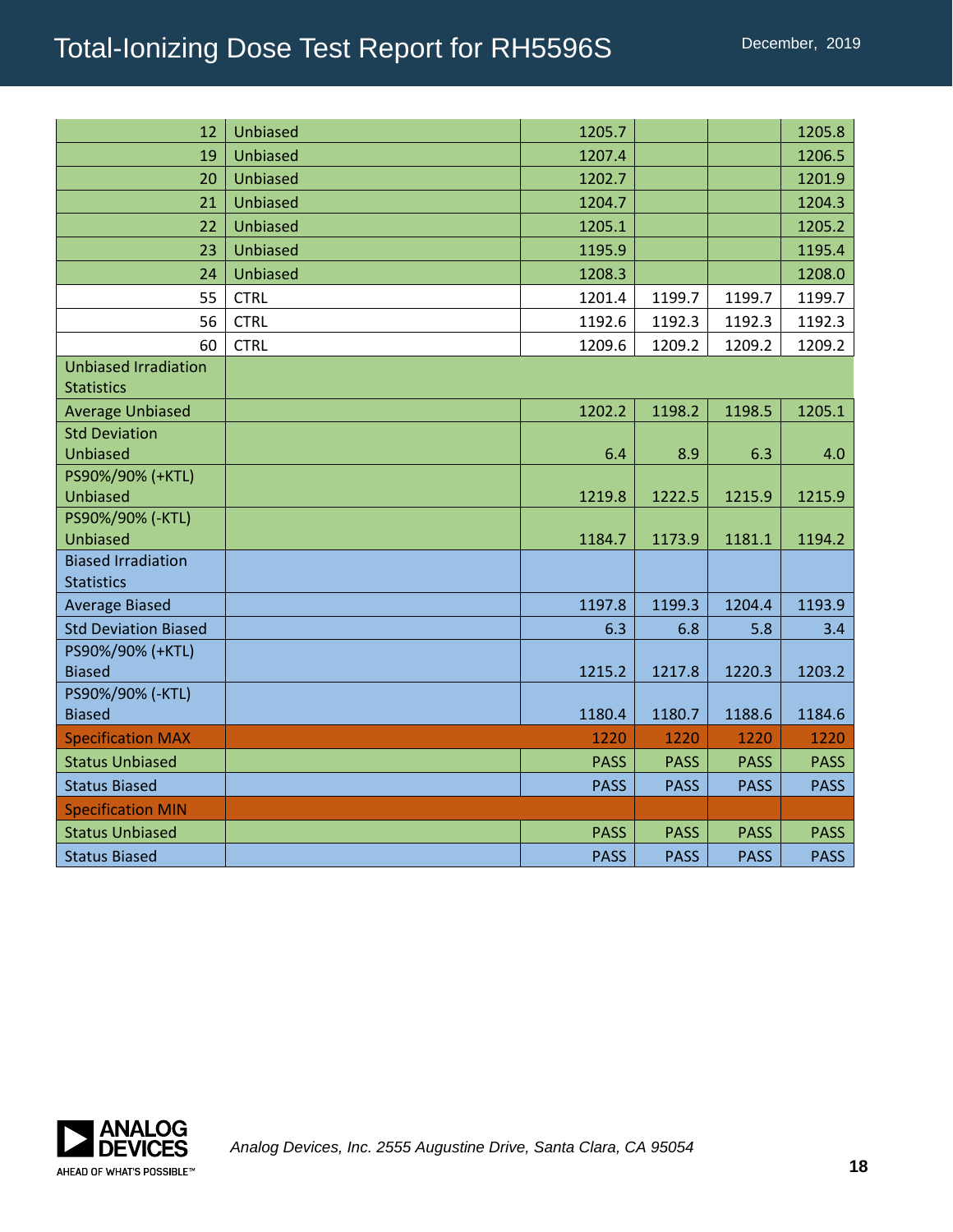| | | | | | |
|---|---|---|---|---|---|
| 12 | Unbiased | 1205.7 | | | 1205.8 |
| 19 | Unbiased | 1207.4 | | | 1206.5 |
| 20 | Unbiased | 1202.7 | | | 1201.9 |
| 21 | Unbiased | 1204.7 | | | 1204.3 |
| 22 | Unbiased | 1205.1 | | | 1205.2 |
| 23 | Unbiased | 1195.9 | | | 1195.4 |
| 24 | Unbiased | 1208.3 | | | 1208.0 |
| 55 | CTRL | 1201.4 | 1199.7 | 1199.7 | 1199.7 |
| 56 | CTRL | 1192.6 | 1192.3 | 1192.3 | 1192.3 |
| 60 | CTRL | 1209.6 | 1209.2 | 1209.2 | 1209.2 |
| Unbiased Irradiation Statistics | | | | | |
| Average Unbiased | | 1202.2 | 1198.2 | 1198.5 | 1205.1 |
| Std Deviation Unbiased | | 6.4 | 8.9 | 6.3 | 4.0 |
| PS90%/90% (+KTL) Unbiased | | 1219.8 | 1222.5 | 1215.9 | 1215.9 |
| PS90%/90% (-KTL) Unbiased | | 1184.7 | 1173.9 | 1181.1 | 1194.2 |
| Biased Irradiation Statistics | | | | | |
| Average Biased | | 1197.8 | 1199.3 | 1204.4 | 1193.9 |
| Std Deviation Biased | | 6.3 | 6.8 | 5.8 | 3.4 |
| PS90%/90% (+KTL) Biased | | 1215.2 | 1217.8 | 1220.3 | 1203.2 |
| PS90%/90% (-KTL) Biased | | 1180.4 | 1180.7 | 1188.6 | 1184.6 |
| Specification MAX | | 1220 | 1220 | 1220 | 1220 |
| Status Unbiased | | PASS | PASS | PASS | PASS |
| Status Biased | | PASS | PASS | PASS | PASS |
| Specification MIN | | | | | |
| Status Unbiased | | PASS | PASS | PASS | PASS |
| Status Biased | | PASS | PASS | PASS | PASS |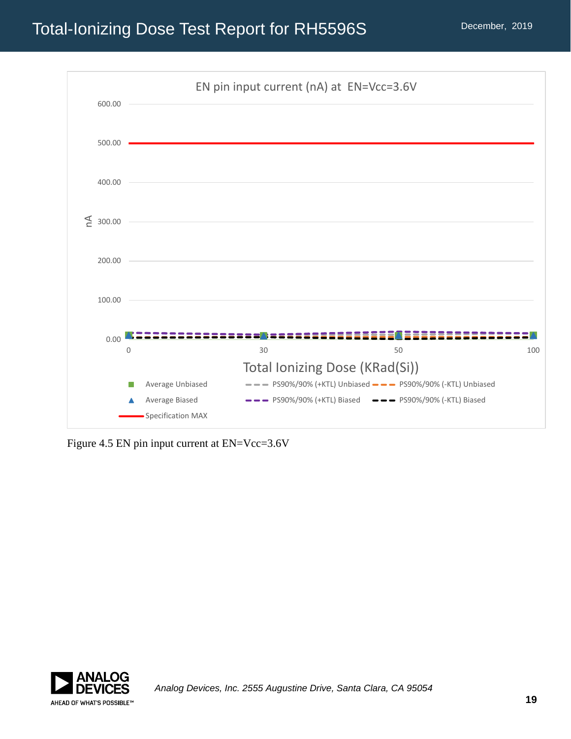EN pin input current (nA) at EN=Vcc=3.6V

Figure 4.5 EN pin input current at EN=Vcc=3.6V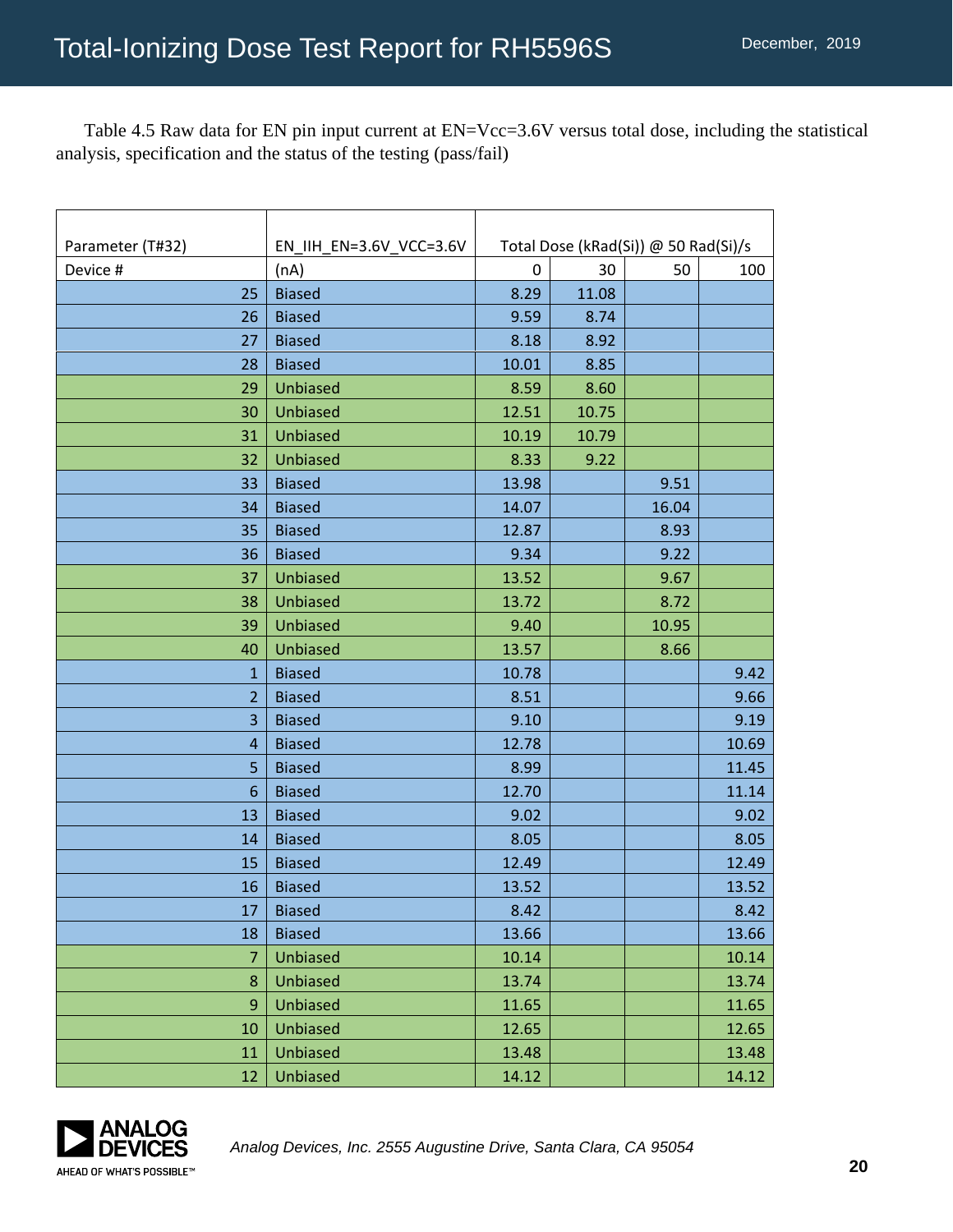Table 4.5 Raw data for EN pin input current at EN=Vcc=3.6V versus total dose, including the statistical analysis, specification and the status of the testing (pass/fail)

| Parameter (T#32) | EN_IIH_EN=3.6V_VCC=3.6V | Total Dose (kRad(Si)) @ 50 Rad(Si)/s | | | |
|---|---|---|---|---|---|
| Device # | (nA) | 0 | 30 | 50 | 100 |
| 25 | Biased | 8.29 | 11.08 | | |
| 26 | Biased | 9.59 | 8.74 | | |
| 27 | Biased | 8.18 | 8.92 | | |
| 28 | Biased | 10.01 | 8.85 | | |
| 29 | Unbiased | 8.59 | 8.60 | | |
| 30 | Unbiased | 12.51 | 10.75 | | |
| 31 | Unbiased | 10.19 | 10.79 | | |
| 32 | Unbiased | 8.33 | 9.22 | | |
| 33 | Biased | 13.98 | | 9.51 | |
| 34 | Biased | 14.07 | | 16.04 | |
| 35 | Biased | 12.87 | | 8.93 | |
| 36 | Biased | 9.34 | | 9.22 | |
| 37 | Unbiased | 13.52 | | 9.67 | |
| 38 | Unbiased | 13.72 | | 8.72 | |
| 39 | Unbiased | 9.40 | | 10.95 | |
| 40 | Unbiased | 13.57 | | 8.66 | |
| 1 | Biased | 10.78 | | | 9.42 |
| 2 | Biased | 8.51 | | | 9.66 |
| 3 | Biased | 9.10 | | | 9.19 |
| 4 | Biased | 12.78 | | | 10.69 |
| 5 | Biased | 8.99 | | | 11.45 |
| 6 | Biased | 12.70 | | | 11.14 |
| 13 | Biased | 9.02 | | | 9.02 |
| 14 | Biased | 8.05 | | | 8.05 |
| 15 | Biased | 12.49 | | | 12.49 |
| 16 | Biased | 13.52 | | | 13.52 |
| 17 | Biased | 8.42 | | | 8.42 |
| 18 | Biased | 13.66 | | | 13.66 |
| 7 | Unbiased | 10.14 | | | 10.14 |
| 8 | Unbiased | 13.74 | | | 13.74 |
| 9 | Unbiased | 11.65 | | | 11.65 |
| 10 | Unbiased | 12.65 | | | 12.65 |
| 11 | Unbiased | 13.48 | | | 13.48 |
| 12 | Unbiased | 14.12 | | | 14.12 |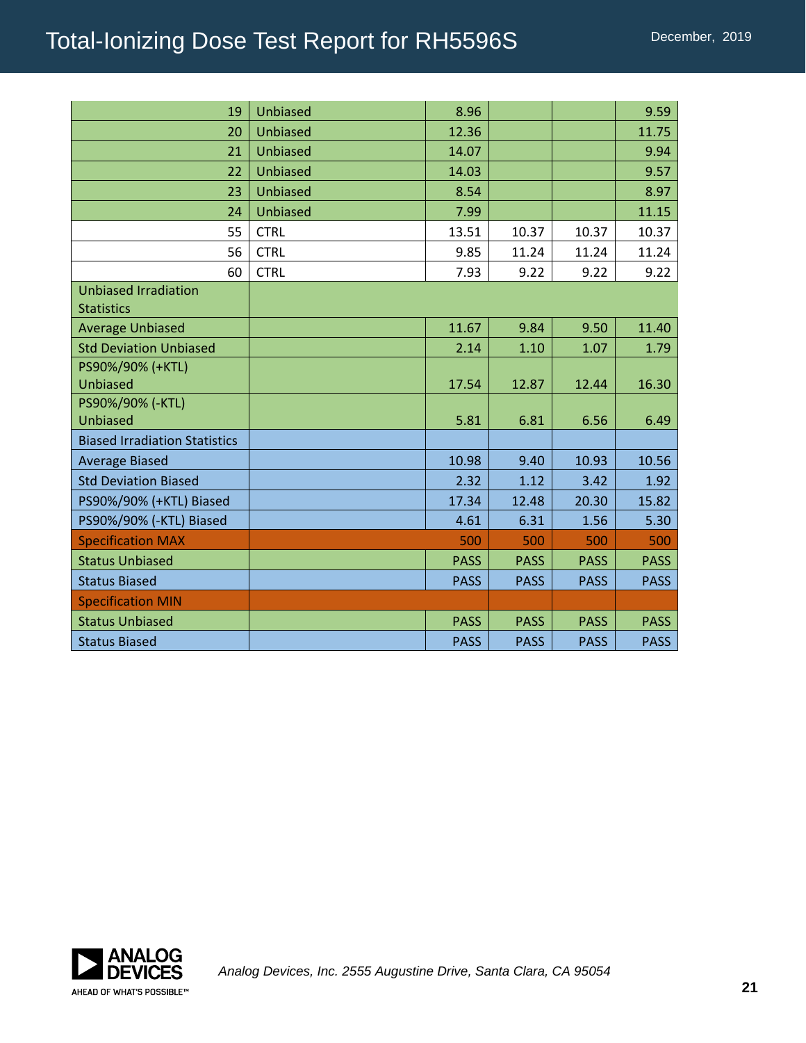| | | | | | |
|---|---|---|---|---|---|
| 19 | Unbiased | 8.96 | | | 9.59 |
| 20 | Unbiased | 12.36 | | | 11.75 |
| 21 | Unbiased | 14.07 | | | 9.94 |
| 22 | Unbiased | 14.03 | | | 9.57 |
| 23 | Unbiased | 8.54 | | | 8.97 |
| 24 | Unbiased | 7.99 | | | 11.15 |
| 55 | CTRL | 13.51 | 10.37 | 10.37 | 10.37 |
| 56 | CTRL | 9.85 | 11.24 | 11.24 | 11.24 |
| 60 | CTRL | 7.93 | 9.22 | 9.22 | 9.22 |
| Unbiased Irradiation Statistics | | | | | |
| Average Unbiased | | 11.67 | 9.84 | 9.50 | 11.40 |
| Std Deviation Unbiased | | 2.14 | 1.10 | 1.07 | 1.79 |
| PS90%/90% (+KTL) Unbiased | | 17.54 | 12.87 | 12.44 | 16.30 |
| PS90%/90% (-KTL) Unbiased | | 5.81 | 6.81 | 6.56 | 6.49 |
| Biased Irradiation Statistics | | | | | |
| Average Biased | | 10.98 | 9.40 | 10.93 | 10.56 |
| Std Deviation Biased | | 2.32 | 1.12 | 3.42 | 1.92 |
| PS90%/90% (+KTL) Biased | | 17.34 | 12.48 | 20.30 | 15.82 |
| PS90%/90% (-KTL) Biased | | 4.61 | 6.31 | 1.56 | 5.30 |
| Specification MAX | | 500 | 500 | 500 | 500 |
| Status Unbiased | | PASS | PASS | PASS | PASS |
| Status Biased | | PASS | PASS | PASS | PASS |
| Specification MIN | | | | | |
| Status Unbiased | | PASS | PASS | PASS | PASS |
| Status Biased | | PASS | PASS | PASS | PASS |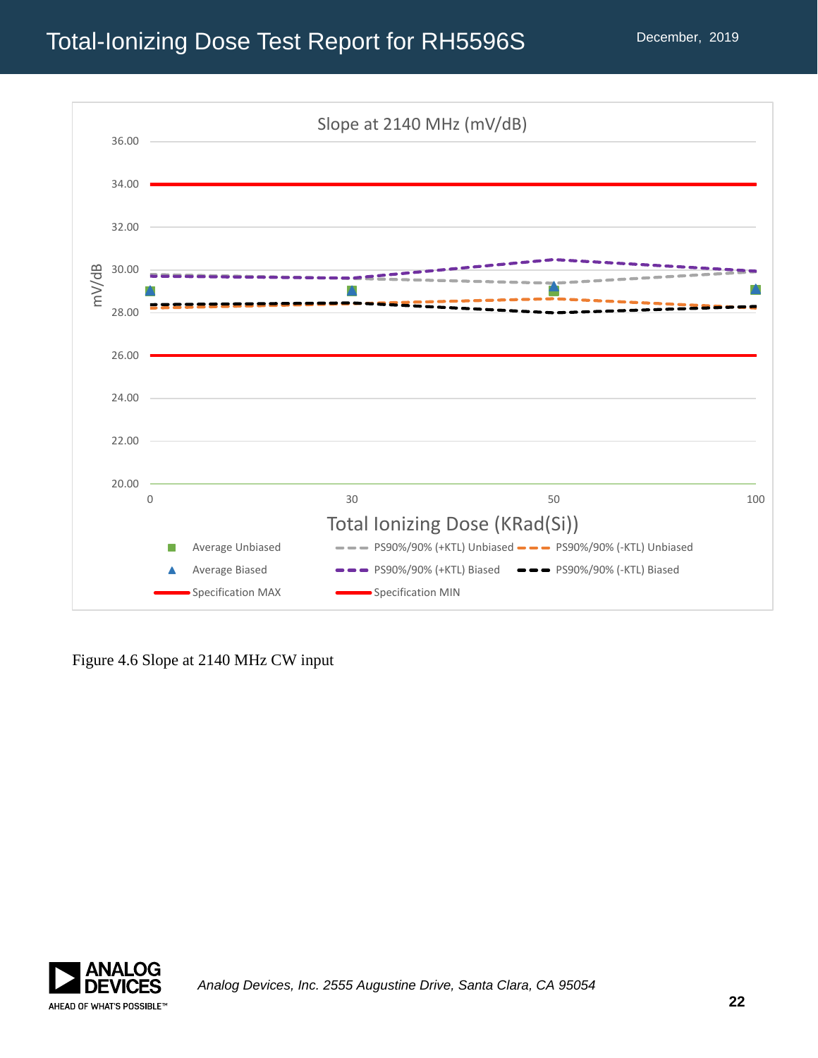Figure 4.6 Slope at 2140 MHz CW input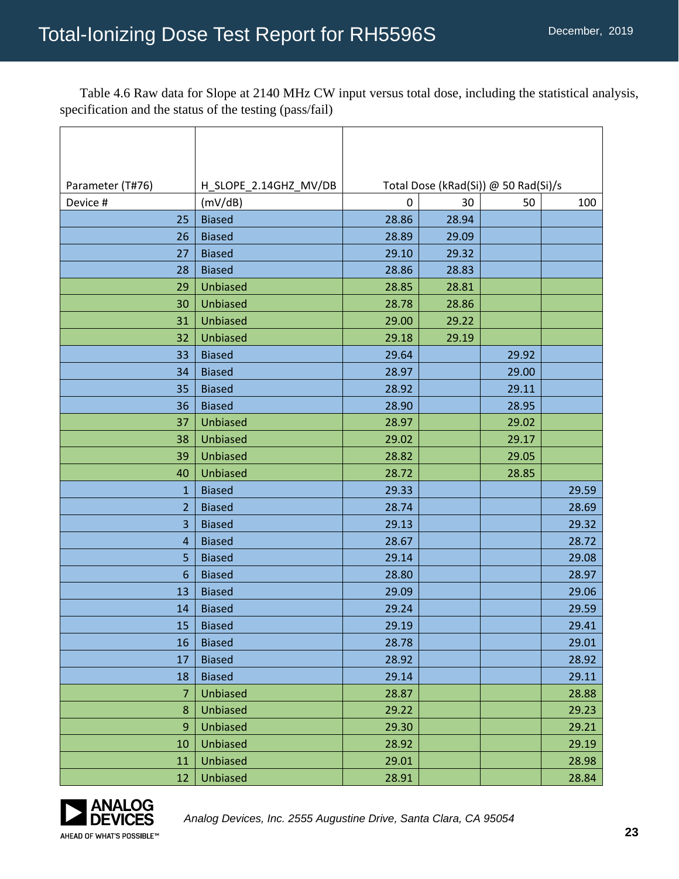Table 4.6 Raw data for Slope at 2140 MHz CW input versus total dose, including the statistical analysis, specification and the status of the testing (pass/fail)

| Parameter (T#76) | H_SLOPE_2.14GHZ_MV/DB | Total Dose (kRad(Si)) @ 50 Rad(Si)/s | | | |
|---|---|---|---|---|---|
| Device # | (mV/dB) | 0 | 30 | 50 | 100 |
| 25 | Biased | 28.86 | 28.94 | | |
| 26 | Biased | 28.89 | 29.09 | | |
| 27 | Biased | 29.10 | 29.32 | | |
| 28 | Biased | 28.86 | 28.83 | | |
| 29 | Unbiased | 28.85 | 28.81 | | |
| 30 | Unbiased | 28.78 | 28.86 | | |
| 31 | Unbiased | 29.00 | 29.22 | | |
| 32 | Unbiased | 29.18 | 29.19 | | |
| 33 | Biased | 29.64 | | 29.92 | |
| 34 | Biased | 28.97 | | 29.00 | |
| 35 | Biased | 28.92 | | 29.11 | |
| 36 | Biased | 28.90 | | 28.95 | |
| 37 | Unbiased | 28.97 | | 29.02 | |
| 38 | Unbiased | 29.02 | | 29.17 | |
| 39 | Unbiased | 28.82 | | 29.05 | |
| 40 | Unbiased | 28.72 | | 28.85 | |
| 1 | Biased | 29.33 | | | 29.59 |
| 2 | Biased | 28.74 | | | 28.69 |
| 3 | Biased | 29.13 | | | 29.32 |
| 4 | Biased | 28.67 | | | 28.72 |
| 5 | Biased | 29.14 | | | 29.08 |
| 6 | Biased | 28.80 | | | 28.97 |
| 13 | Biased | 29.09 | | | 29.06 |
| 14 | Biased | 29.24 | | | 29.59 |
| 15 | Biased | 29.19 | | | 29.41 |
| 16 | Biased | 28.78 | | | 29.01 |
| 17 | Biased | 28.92 | | | 28.92 |
| 18 | Biased | 29.14 | | | 29.11 |
| 7 | Unbiased | 28.87 | | | 28.88 |
| 8 | Unbiased | 29.22 | | | 29.23 |
| 9 | Unbiased | 29.30 | | | 29.21 |
| 10 | Unbiased | 28.92 | | | 29.19 |
| 11 | Unbiased | 29.01 | | | 28.98 |
| 12 | Unbiased | 28.91 | | | 28.84 |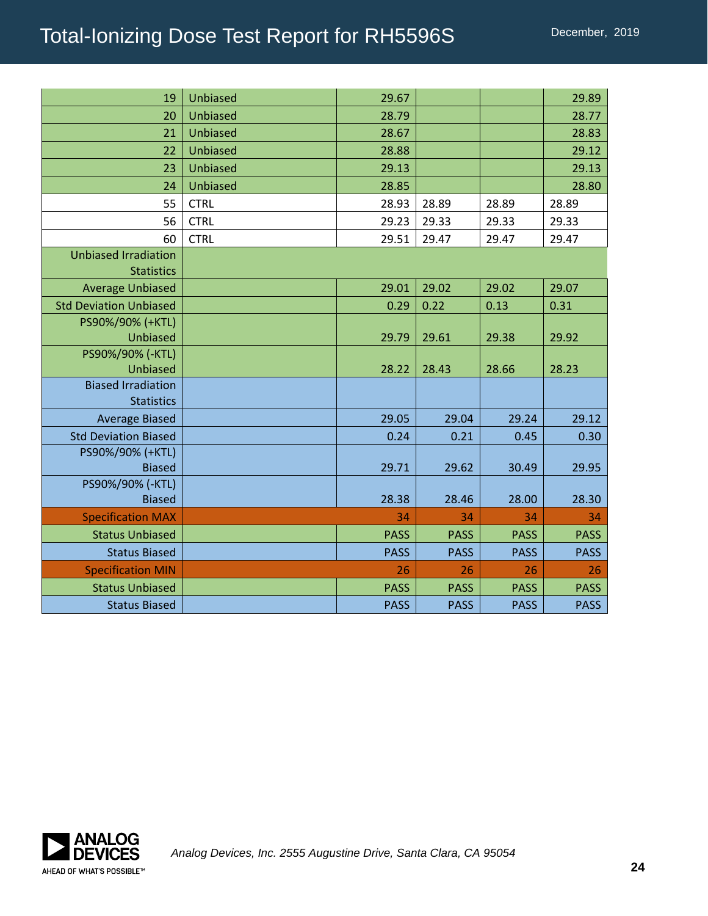| | | | | | |
|---|---|---|---|---|---|
| 19 | Unbiased | 29.67 | | | 29.89 |
| 20 | Unbiased | 28.79 | | | 28.77 |
| 21 | Unbiased | 28.67 | | | 28.83 |
| 22 | Unbiased | 28.88 | | | 29.12 |
| 23 | Unbiased | 29.13 | | | 29.13 |
| 24 | Unbiased | 28.85 | | | 28.80 |
| 55 | CTRL | 28.93 | 28.89 | 28.89 | 28.89 |
| 56 | CTRL | 29.23 | 29.33 | 29.33 | 29.33 |
| 60 | CTRL | 29.51 | 29.47 | 29.47 | 29.47 |
| Unbiased Irradiation Statistics | | | | | |
| Average Unbiased | | 29.01 | 29.02 | 29.02 | 29.07 |
| Std Deviation Unbiased | | 0.29 | 0.22 | 0.13 | 0.31 |
| PS90%/90% (+KTL) Unbiased | | 29.79 | 29.61 | 29.38 | 29.92 |
| PS90%/90% (-KTL) Unbiased | | 28.22 | 28.43 | 28.66 | 28.23 |
| Biased Irradiation Statistics | | | | | |
| Average Biased | | 29.05 | 29.04 | 29.24 | 29.12 |
| Std Deviation Biased | | 0.24 | 0.21 | 0.45 | 0.30 |
| PS90%/90% (+KTL) Biased | | 29.71 | 29.62 | 30.49 | 29.95 |
| PS90%/90% (-KTL) Biased | | 28.38 | 28.46 | 28.00 | 28.30 |
| Specification MAX | | 34 | 34 | 34 | 34 |
| Status Unbiased | | PASS | PASS | PASS | PASS |
| Status Biased | | PASS | PASS | PASS | PASS |
| Specification MIN | | 26 | 26 | 26 | 26 |
| Status Unbiased | | PASS | PASS | PASS | PASS |
| Status Biased | | PASS | PASS | PASS | PASS |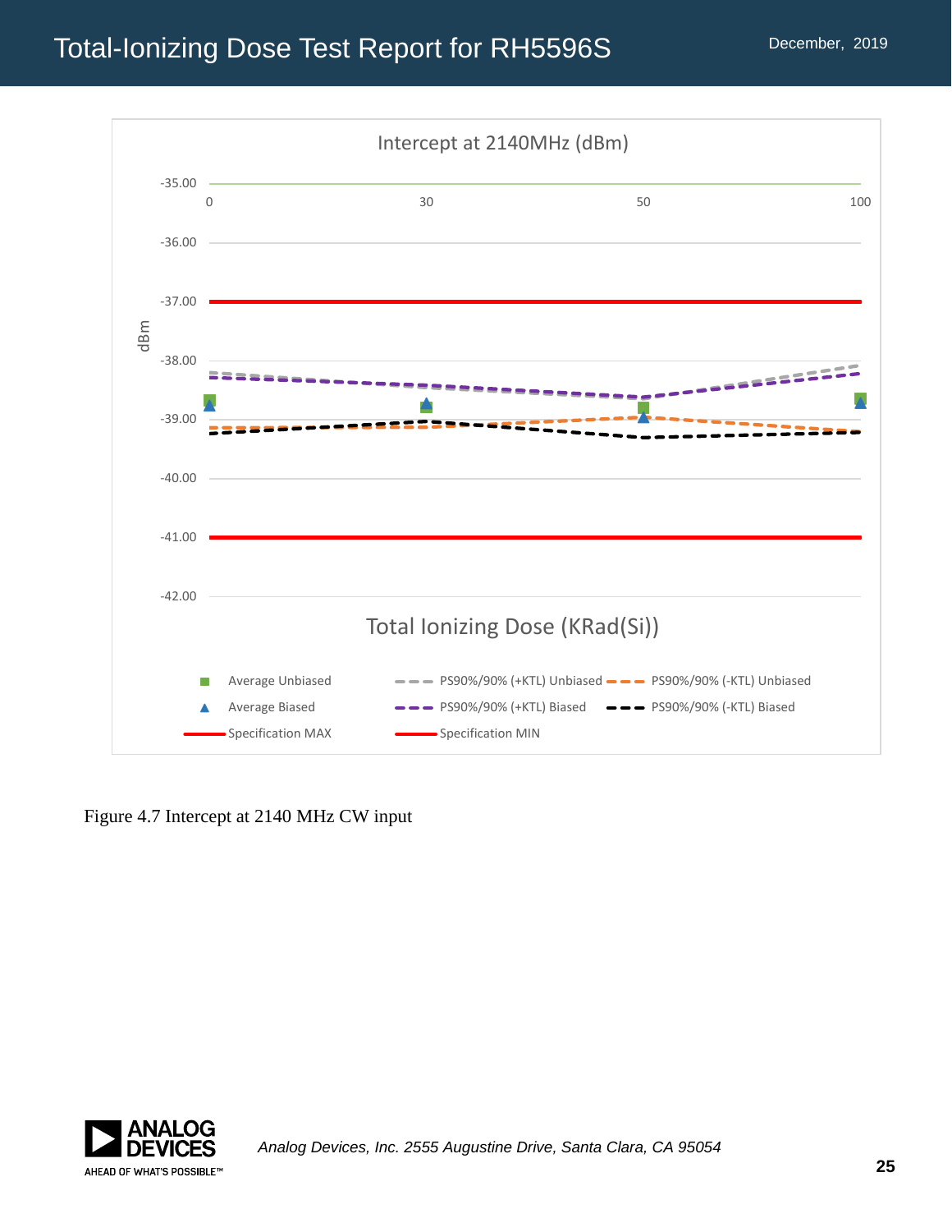Intercept at 2140MHz (dBm)

dBm

-35.00, -36.00, -37.00, -38.00, -39.00, -40.00, -41.00, -42.00

0, 30, 50, 100

Total Ionizing Dose (KRad(Si))

Average Unbiased | PS90%/90% (+KTL) Unbiased | PS90%/90% (-KTL) Unbiased

Average Biased | PS90%/90% (+KTL) Biased | PS90%/90% (-KTL) Biased

Specification MAX | Specification MIN

Figure 4.7 Intercept at 2140 MHz CW input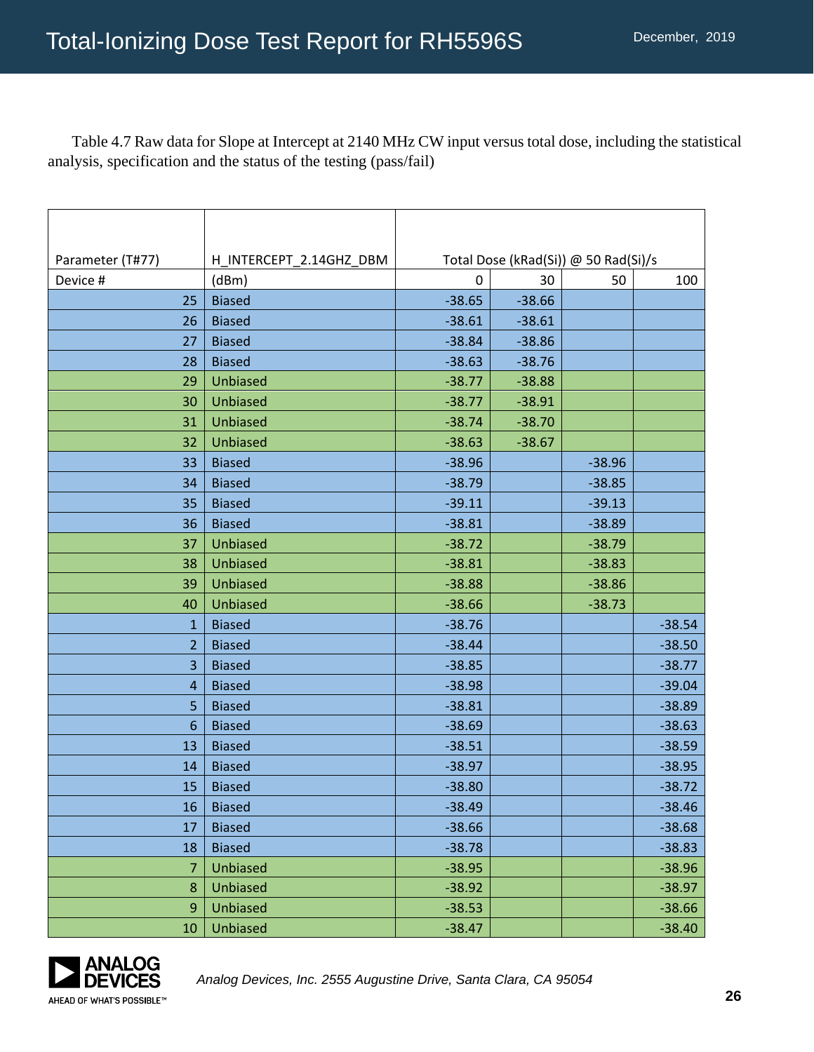Table 4.7 Raw data for Slope at Intercept at 2140 MHz CW input versus total dose, including the statistical analysis, specification and the status of the testing (pass/fail)

| Parameter (T#77) | H_INTERCEPT_2.14GHZ_DBM | Total Dose (kRad(Si)) @ 50 Rad(Si)/s | | | |
|---|---|---|---|---|---|
| Device # | (dBm) | 0 | 30 | 50 | 100 |
| 25 | Biased | -38.65 | -38.66 | | |
| 26 | Biased | -38.61 | -38.61 | | |
| 27 | Biased | -38.84 | -38.86 | | |
| 28 | Biased | -38.63 | -38.76 | | |
| 29 | Unbiased | -38.77 | -38.88 | | |
| 30 | Unbiased | -38.77 | -38.91 | | |
| 31 | Unbiased | -38.74 | -38.70 | | |
| 32 | Unbiased | -38.63 | -38.67 | | |
| 33 | Biased | -38.96 | | -38.96 | |
| 34 | Biased | -38.79 | | -38.85 | |
| 35 | Biased | -39.11 | | -39.13 | |
| 36 | Biased | -38.81 | | -38.89 | |
| 37 | Unbiased | -38.72 | | -38.79 | |
| 38 | Unbiased | -38.81 | | -38.83 | |
| 39 | Unbiased | -38.88 | | -38.86 | |
| 40 | Unbiased | -38.66 | | -38.73 | |
| 1 | Biased | -38.76 | | | -38.54 |
| 2 | Biased | -38.44 | | | -38.50 |
| 3 | Biased | -38.85 | | | -38.77 |
| 4 | Biased | -38.98 | | | -39.04 |
| 5 | Biased | -38.81 | | | -38.89 |
| 6 | Biased | -38.69 | | | -38.63 |
| 13 | Biased | -38.51 | | | -38.59 |
| 14 | Biased | -38.97 | | | -38.95 |
| 15 | Biased | -38.80 | | | -38.72 |
| 16 | Biased | -38.49 | | | -38.46 |
| 17 | Biased | -38.66 | | | -38.68 |
| 18 | Biased | -38.78 | | | -38.83 |
| 7 | Unbiased | -38.95 | | | -38.96 |
| 8 | Unbiased | -38.92 | | | -38.97 |
| 9 | Unbiased | -38.53 | | | -38.66 |
| 10 | Unbiased | -38.47 | | | -38.40 |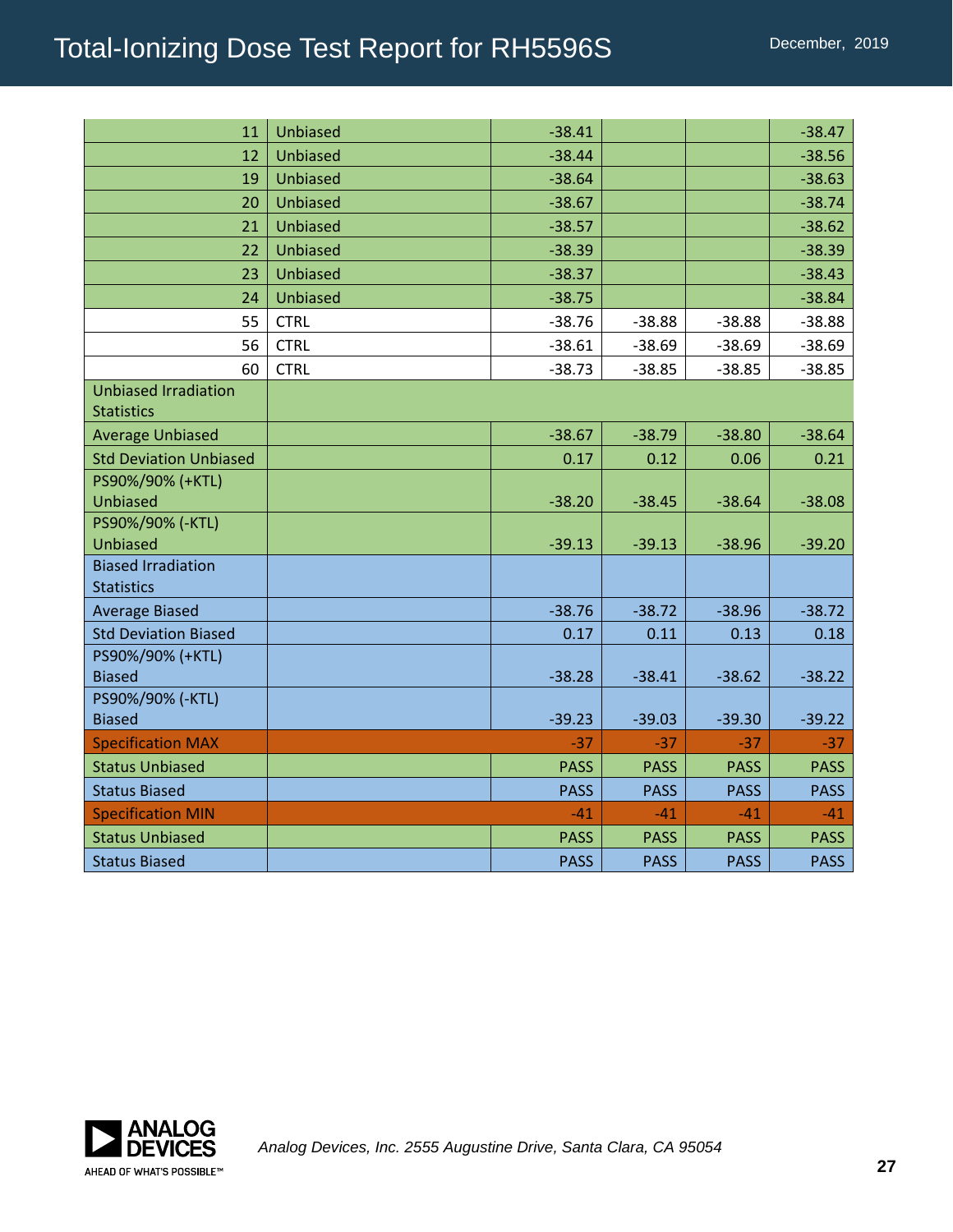| | | | | | |
|---|---|---|---|---|---|
| 11 | Unbiased | -38.41 | | | -38.47 |
| 12 | Unbiased | -38.44 | | | -38.56 |
| 19 | Unbiased | -38.64 | | | -38.63 |
| 20 | Unbiased | -38.67 | | | -38.74 |
| 21 | Unbiased | -38.57 | | | -38.62 |
| 22 | Unbiased | -38.39 | | | -38.39 |
| 23 | Unbiased | -38.37 | | | -38.43 |
| 24 | Unbiased | -38.75 | | | -38.84 |
| 55 | CTRL | -38.76 | -38.88 | -38.88 | -38.88 |
| 56 | CTRL | -38.61 | -38.69 | -38.69 | -38.69 |
| 60 | CTRL | -38.73 | -38.85 | -38.85 | -38.85 |
| Unbiased Irradiation Statistics | | | | | |
| Average Unbiased | | -38.67 | -38.79 | -38.80 | -38.64 |
| Std Deviation Unbiased | | 0.17 | 0.12 | 0.06 | 0.21 |
| PS90%/90% (+KTL) Unbiased | | -38.20 | -38.45 | -38.64 | -38.08 |
| PS90%/90% (-KTL) Unbiased | | -39.13 | -39.13 | -38.96 | -39.20 |
| Biased Irradiation Statistics | | | | | |
| Average Biased | | -38.76 | -38.72 | -38.96 | -38.72 |
| Std Deviation Biased | | 0.17 | 0.11 | 0.13 | 0.18 |
| PS90%/90% (+KTL) Biased | | -38.28 | -38.41 | -38.62 | -38.22 |
| PS90%/90% (-KTL) Biased | | -39.23 | -39.03 | -39.30 | -39.22 |
| Specification MAX | | -37 | -37 | -37 | -37 |
| Status Unbiased | | PASS | PASS | PASS | PASS |
| Status Biased | | PASS | PASS | PASS | PASS |
| Specification MIN | | -41 | -41 | -41 | -41 |
| Status Unbiased | | PASS | PASS | PASS | PASS |
| Status Biased | | PASS | PASS | PASS | PASS |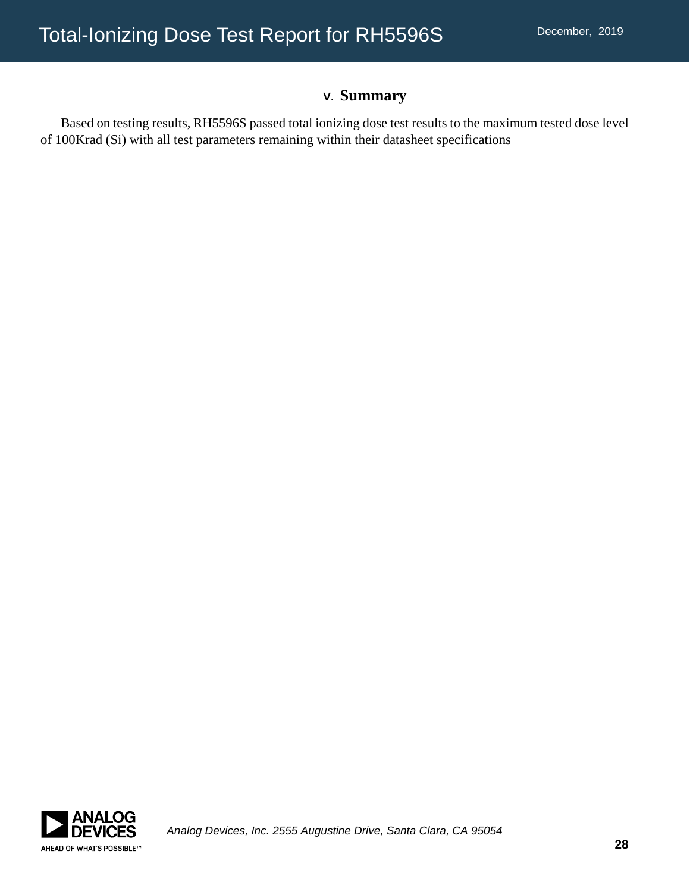## V. Summary

Based on testing results, RH5596S passed total ionizing dose test results to the maximum tested dose level of 100Krad (Si) with all test parameters remaining within their datasheet specifications